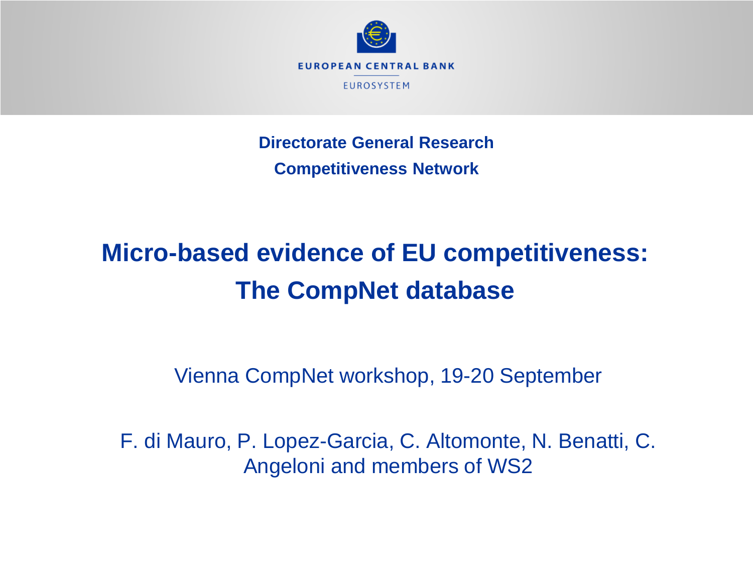EUROPEAN CENTRAL BANK

EUROSYSTEM

**Directorate General Research**

**Competitiveness Network**

# Micro-based evidence of EU competitiveness: The CompNet database

Vienna CompNet workshop, 19-20 September

F. di Mauro, P. Lopez-Garcia, C. Altomonte, N. Benatti, C. Angeloni and members of WS2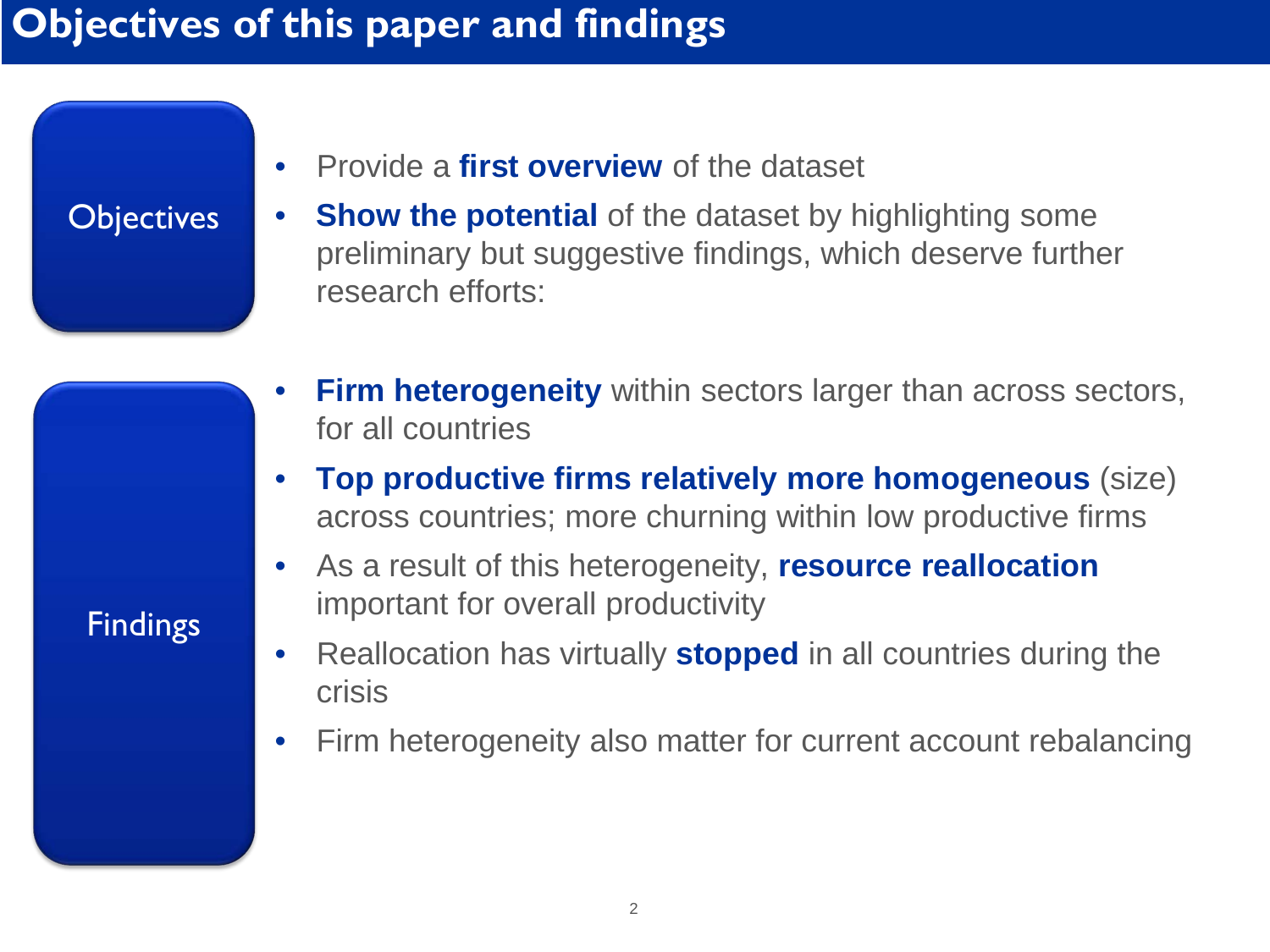# Objectives of this paper and findings

## Objectives

- Provide a **first overview** of the dataset
- **Show the potential** of the dataset by highlighting some preliminary but suggestive findings, which deserve further research efforts:

## Findings

- **Firm heterogeneity** within sectors larger than across sectors, for all countries
- **Top productive firms relatively more homogeneous** (size) across countries; more churning within low productive firms
- As a result of this heterogeneity, **resource reallocation** important for overall productivity
- Reallocation has virtually **stopped** in all countries during the crisis
- Firm heterogeneity also matter for current account rebalancing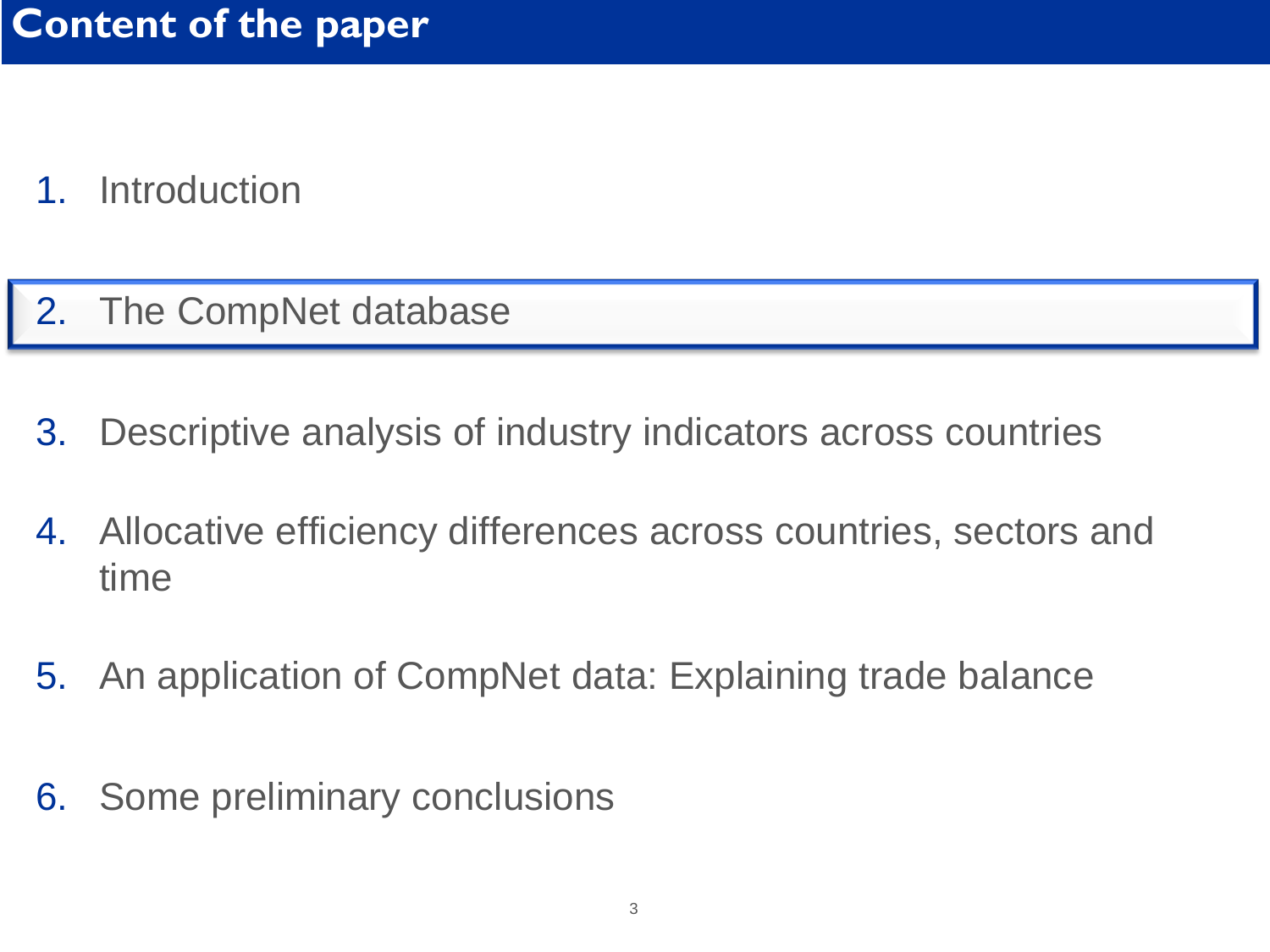# Content of the paper

1. Introduction
2. The CompNet database
3. Descriptive analysis of industry indicators across countries
4. Allocative efficiency differences across countries, sectors and time
5. An application of CompNet data: Explaining trade balance
6. Some preliminary conclusions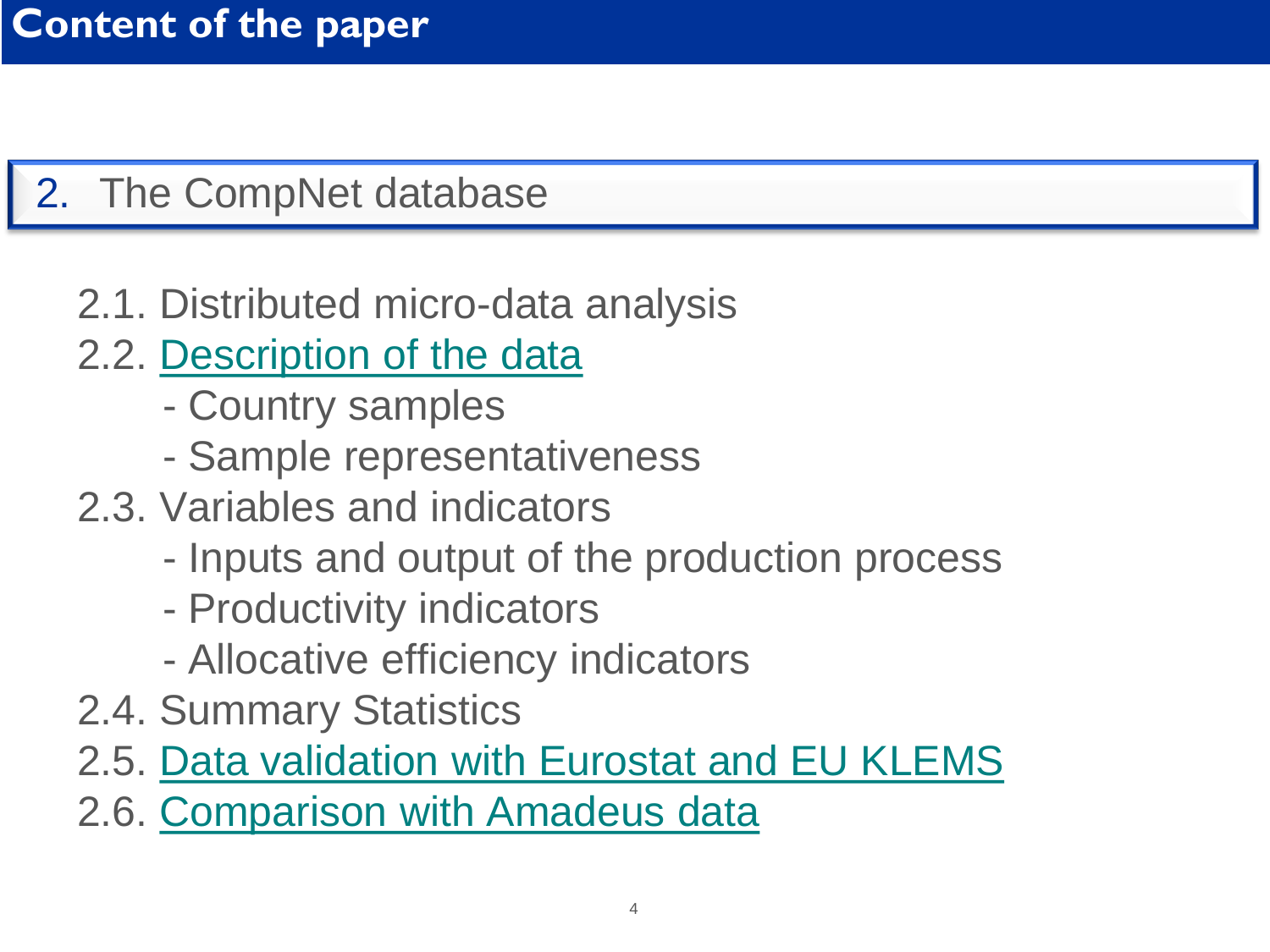# Content of the paper

## 2. The CompNet database

2.1. Distributed micro-data analysis

2.2. Description of the data

- Country samples
- Sample representativeness

2.3. Variables and indicators

- Inputs and output of the production process
- Productivity indicators
- Allocative efficiency indicators

2.4. Summary Statistics

2.5. Data validation with Eurostat and EU KLEMS

2.6. Comparison with Amadeus data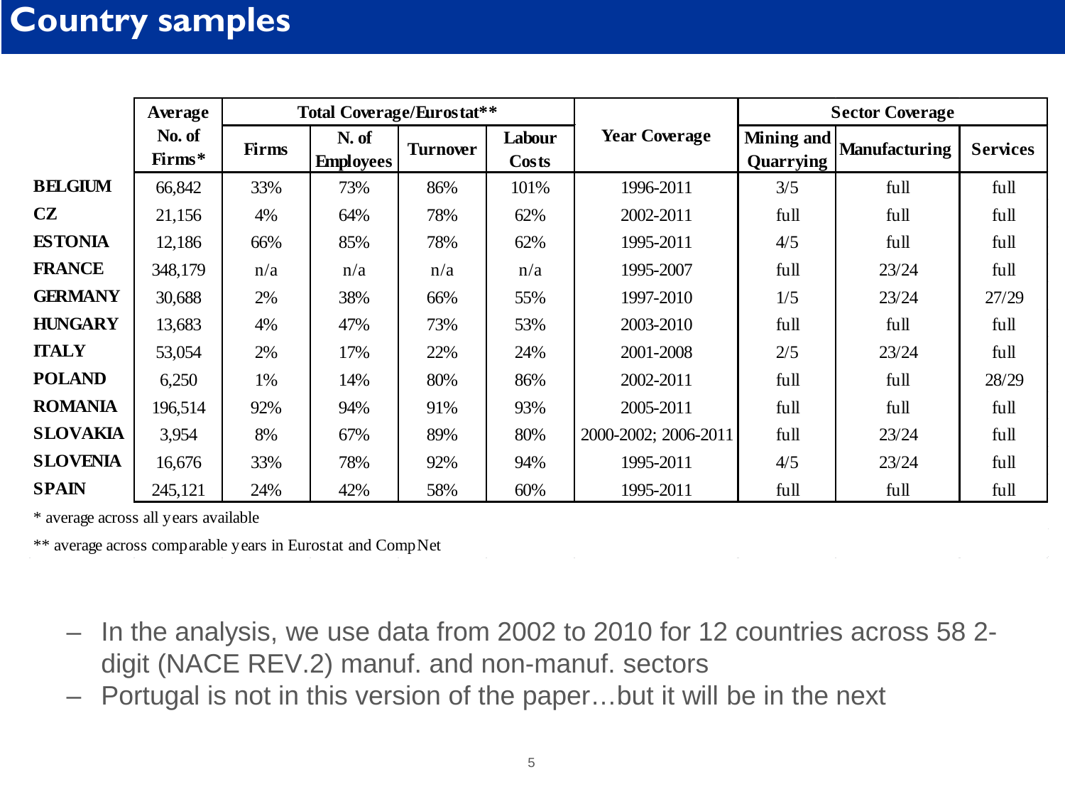# Country samples

| | Average No. of Firms* | Total Coverage/Eurostat** | | | | Year Coverage | Sector Coverage | | |
|---|---|---|---|---|---|---|---|---|---|
| | | Firms | N. of Employees | Turnover | Labour Costs | | Mining and Quarrying | Manufacturing | Services |
| **BELGIUM** | 66,842 | 33% | 73% | 86% | 101% | 1996-2011 | 3/5 | full | full |
| **CZ** | 21,156 | 4% | 64% | 78% | 62% | 2002-2011 | full | full | full |
| **ESTONIA** | 12,186 | 66% | 85% | 78% | 62% | 1995-2011 | 4/5 | full | full |
| **FRANCE** | 348,179 | n/a | n/a | n/a | n/a | 1995-2007 | full | 23/24 | full |
| **GERMANY** | 30,688 | 2% | 38% | 66% | 55% | 1997-2010 | 1/5 | 23/24 | 27/29 |
| **HUNGARY** | 13,683 | 4% | 47% | 73% | 53% | 2003-2010 | full | full | full |
| **ITALY** | 53,054 | 2% | 17% | 22% | 24% | 2001-2008 | 2/5 | 23/24 | full |
| **POLAND** | 6,250 | 1% | 14% | 80% | 86% | 2002-2011 | full | full | 28/29 |
| **ROMANIA** | 196,514 | 92% | 94% | 91% | 93% | 2005-2011 | full | full | full |
| **SLOVAKIA** | 3,954 | 8% | 67% | 89% | 80% | 2000-2002; 2006-2011 | full | 23/24 | full |
| **SLOVENIA** | 16,676 | 33% | 78% | 92% | 94% | 1995-2011 | 4/5 | 23/24 | full |
| **SPAIN** | 245,121 | 24% | 42% | 58% | 60% | 1995-2011 | full | full | full |

* average across all years available

** average across comparable years in Eurostat and CompNet

- In the analysis, we use data from 2002 to 2010 for 12 countries across 58 2-digit (NACE REV.2) manuf. and non-manuf. sectors
- Portugal is not in this version of the paper…but it will be in the next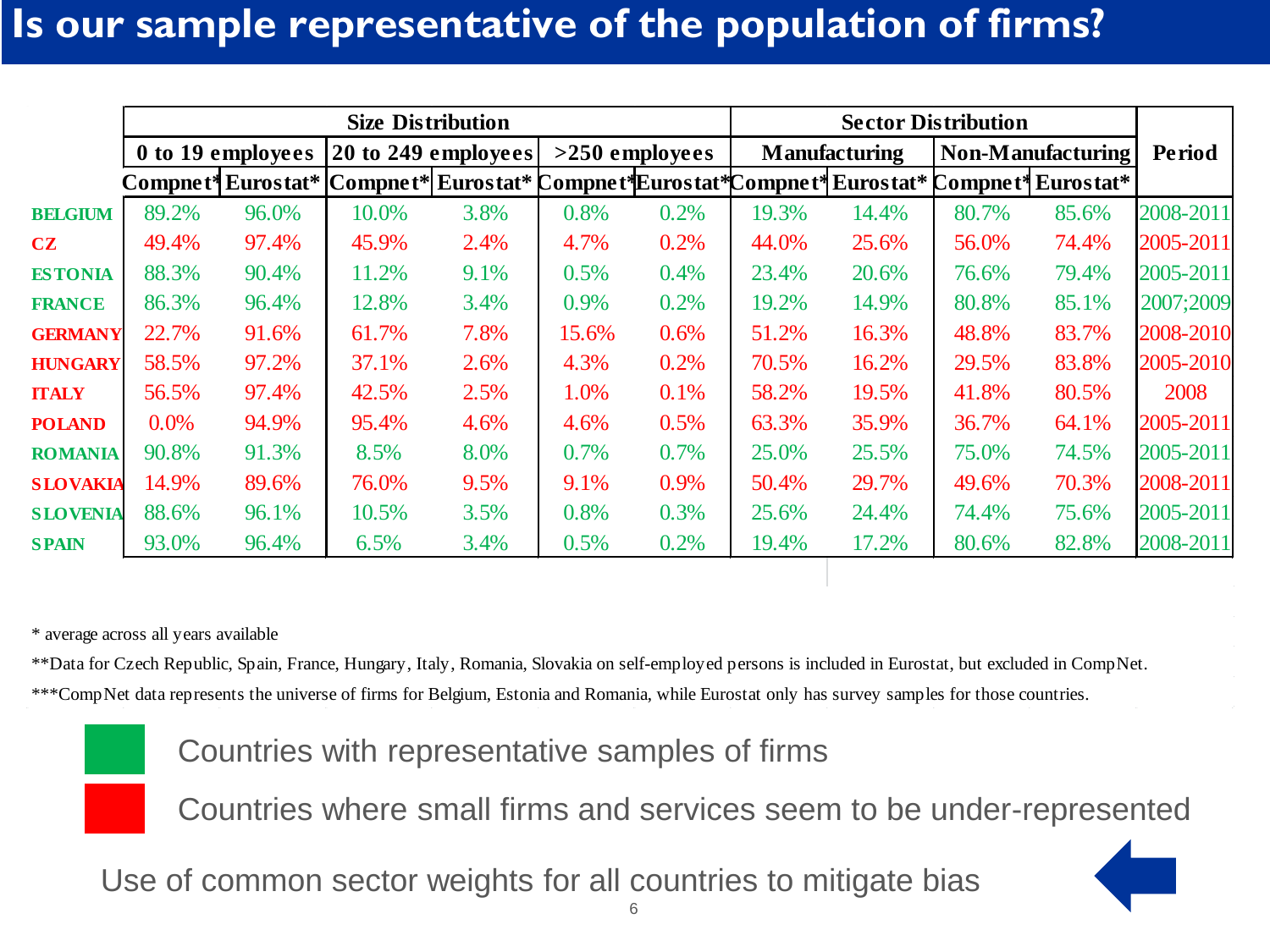# Is our sample representative of the population of firms?

| | Size Distribution | | | | | | Sector Distribution | | | | Period |
|---|---|---|---|---|---|---|---|---|---|---|---|
| | 0 to 19 employees | | 20 to 249 employees | | >250 employees | | Manufacturing | | Non-Manufacturing | | |
| | Compnet* | Eurostat* | Compnet* | Eurostat* | Compnet* | Eurostat* | Compnet* | Eurostat* | Compnet* | Eurostat* | |
| BELGIUM | 89.2% | 96.0% | 10.0% | 3.8% | 0.8% | 0.2% | 19.3% | 14.4% | 80.7% | 85.6% | 2008-2011 |
| CZ | 49.4% | 97.4% | 45.9% | 2.4% | 4.7% | 0.2% | 44.0% | 25.6% | 56.0% | 74.4% | 2005-2011 |
| ESTONIA | 88.3% | 90.4% | 11.2% | 9.1% | 0.5% | 0.4% | 23.4% | 20.6% | 76.6% | 79.4% | 2005-2011 |
| FRANCE | 86.3% | 96.4% | 12.8% | 3.4% | 0.9% | 0.2% | 19.2% | 14.9% | 80.8% | 85.1% | 2007;2009 |
| GERMANY | 22.7% | 91.6% | 61.7% | 7.8% | 15.6% | 0.6% | 51.2% | 16.3% | 48.8% | 83.7% | 2008-2010 |
| HUNGARY | 58.5% | 97.2% | 37.1% | 2.6% | 4.3% | 0.2% | 70.5% | 16.2% | 29.5% | 83.8% | 2005-2010 |
| ITALY | 56.5% | 97.4% | 42.5% | 2.5% | 1.0% | 0.1% | 58.2% | 19.5% | 41.8% | 80.5% | 2008 |
| POLAND | 0.0% | 94.9% | 95.4% | 4.6% | 4.6% | 0.5% | 63.3% | 35.9% | 36.7% | 64.1% | 2005-2011 |
| ROMANIA | 90.8% | 91.3% | 8.5% | 8.0% | 0.7% | 0.7% | 25.0% | 25.5% | 75.0% | 74.5% | 2005-2011 |
| SLOVAKIA | 14.9% | 89.6% | 76.0% | 9.5% | 9.1% | 0.9% | 50.4% | 29.7% | 49.6% | 70.3% | 2008-2011 |
| SLOVENIA | 88.6% | 96.1% | 10.5% | 3.5% | 0.8% | 0.3% | 25.6% | 24.4% | 74.4% | 75.6% | 2005-2011 |
| SPAIN | 93.0% | 96.4% | 6.5% | 3.4% | 0.5% | 0.2% | 19.4% | 17.2% | 80.6% | 82.8% | 2008-2011 |

\* average across all years available

\*\*Data for Czech Republic, Spain, France, Hungary, Italy, Romania, Slovakia on self-employed persons is included in Eurostat, but excluded in CompNet.

\*\*\*CompNet data represents the universe of firms for Belgium, Estonia and Romania, while Eurostat only has survey samples for those countries.

- Green: Countries with representative samples of firms
- Red: Countries where small firms and services seem to be under-represented

Use of common sector weights for all countries to mitigate bias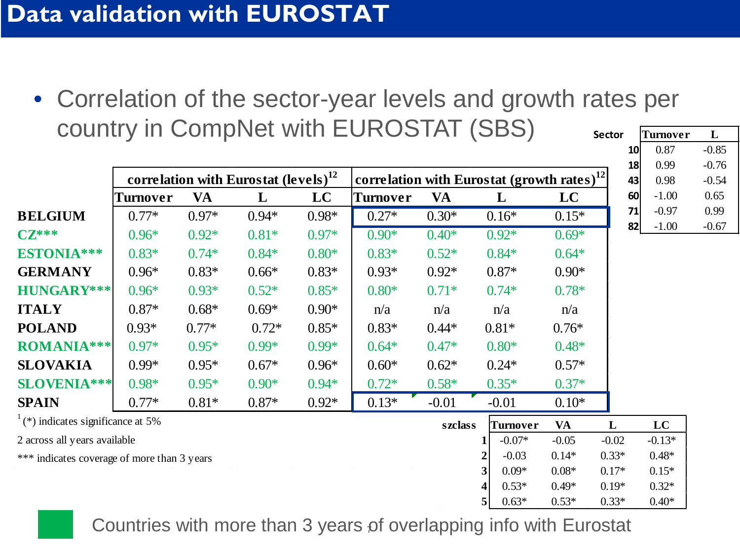# Data validation with EUROSTAT

- Correlation of the sector-year levels and growth rates per country in CompNet with EUROSTAT (SBS)

| Sector | Turnover | L |
|---|---|---|
| 10 | 0.87 | -0.85 |
| 18 | 0.99 | -0.76 |
| 43 | 0.98 | -0.54 |
| 60 | -1.00 | 0.65 |
| 71 | -0.97 | 0.99 |
| 82 | -1.00 | -0.67 |

| | correlation with Eurostat (levels)[12] | | | | correlation with Eurostat (growth rates)[12] | | | |
|---|---|---|---|---|---|---|---|---|
| | Turnover | VA | L | LC | Turnover | VA | L | LC |
| BELGIUM | 0.77* | 0.97* | 0.94* | 0.98* | 0.27* | 0.30* | 0.16* | 0.15* |
| CZ*** | 0.96* | 0.92* | 0.81* | 0.97* | 0.90* | 0.40* | 0.92* | 0.69* |
| ESTONIA*** | 0.83* | 0.74* | 0.84* | 0.80* | 0.83* | 0.52* | 0.84* | 0.64* |
| GERMANY | 0.96* | 0.83* | 0.66* | 0.83* | 0.93* | 0.92* | 0.87* | 0.90* |
| HUNGARY*** | 0.96* | 0.93* | 0.52* | 0.85* | 0.80* | 0.71* | 0.74* | 0.78* |
| ITALY | 0.87* | 0.68* | 0.69* | 0.90* | n/a | n/a | n/a | n/a |
| POLAND | 0.93* | 0.77* | 0.72* | 0.85* | 0.83* | 0.44* | 0.81* | 0.76* |
| ROMANIA*** | 0.97* | 0.95* | 0.99* | 0.99* | 0.64* | 0.47* | 0.80* | 0.48* |
| SLOVAKIA | 0.99* | 0.95* | 0.67* | 0.96* | 0.60* | 0.62* | 0.24* | 0.57* |
| SLOVENIA*** | 0.98* | 0.95* | 0.90* | 0.94* | 0.72* | 0.58* | 0.35* | 0.37* |
| SPAIN | 0.77* | 0.81* | 0.87* | 0.92* | 0.13* | -0.01 | -0.01 | 0.10* |

[1] (*) indicates significance at 5%

2 across all years available

*** indicates coverage of more than 3 years

| szclass | Turnover | VA | L | LC |
|---|---|---|---|---|
| 1 | -0.07* | -0.05 | -0.02 | -0.13* |
| 2 | -0.03 | 0.14* | 0.33* | 0.48* |
| 3 | 0.09* | 0.08* | 0.17* | 0.15* |
| 4 | 0.53* | 0.49* | 0.19* | 0.32* |
| 5 | 0.63* | 0.53* | 0.33* | 0.40* |

Countries with more than 3 years of overlapping info with Eurostat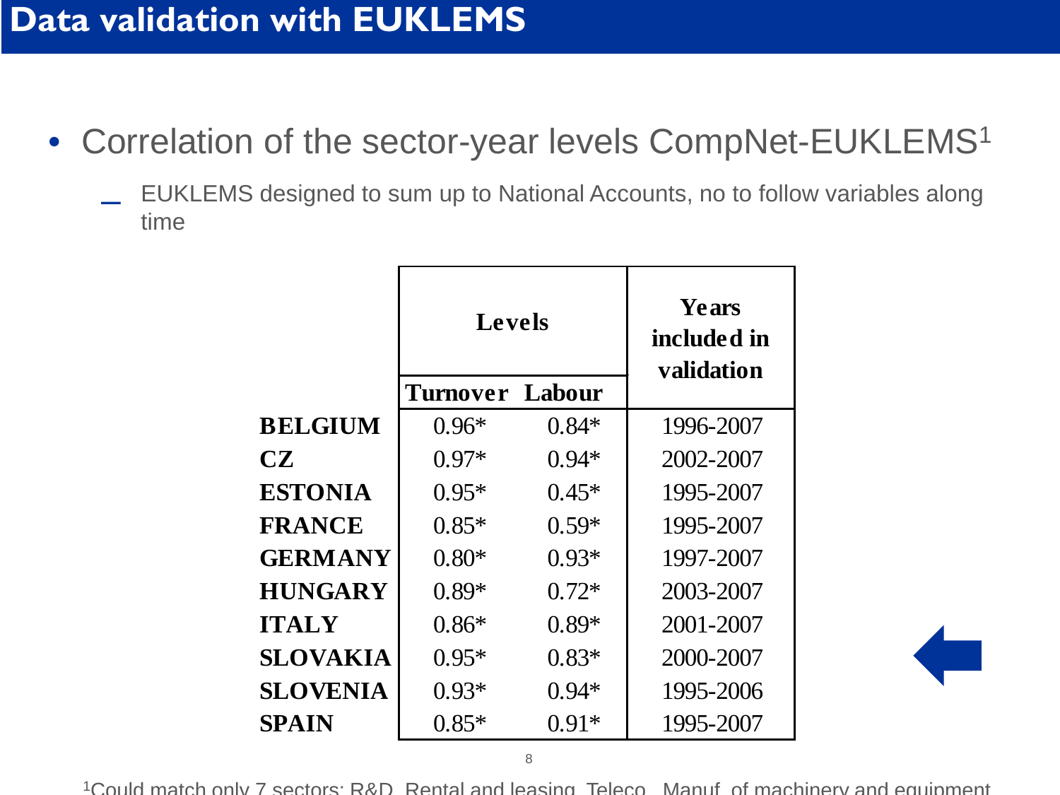# Data validation with EUKLEMS

- Correlation of the sector-year levels CompNet-EUKLEMS[1]
  - EUKLEMS designed to sum up to National Accounts, no to follow variables along time

| | Levels | | Years included in validation |
|---|---|---|---|
| | Turnover | Labour | |
| **BELGIUM** | 0.96* | 0.84* | 1996-2007 |
| **CZ** | 0.97* | 0.94* | 2002-2007 |
| **ESTONIA** | 0.95* | 0.45* | 1995-2007 |
| **FRANCE** | 0.85* | 0.59* | 1995-2007 |
| **GERMANY** | 0.80* | 0.93* | 1997-2007 |
| **HUNGARY** | 0.89* | 0.72* | 2003-2007 |
| **ITALY** | 0.86* | 0.89* | 2001-2007 |
| **SLOVAKIA** | 0.95* | 0.83* | 2000-2007 |
| **SLOVENIA** | 0.93* | 0.94* | 1995-2006 |
| **SPAIN** | 0.85* | 0.91* | 1995-2007 |

[1]Could match only 7 sectors: R&D, Rental and leasing, Teleco., Manuf. of machinery and equipment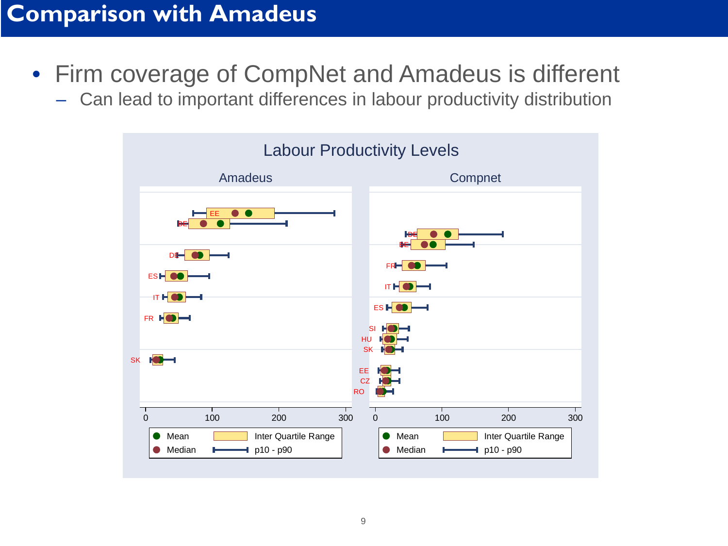# Comparison with Amadeus

- Firm coverage of CompNet and Amadeus is different
  - Can lead to important differences in labour productivity distribution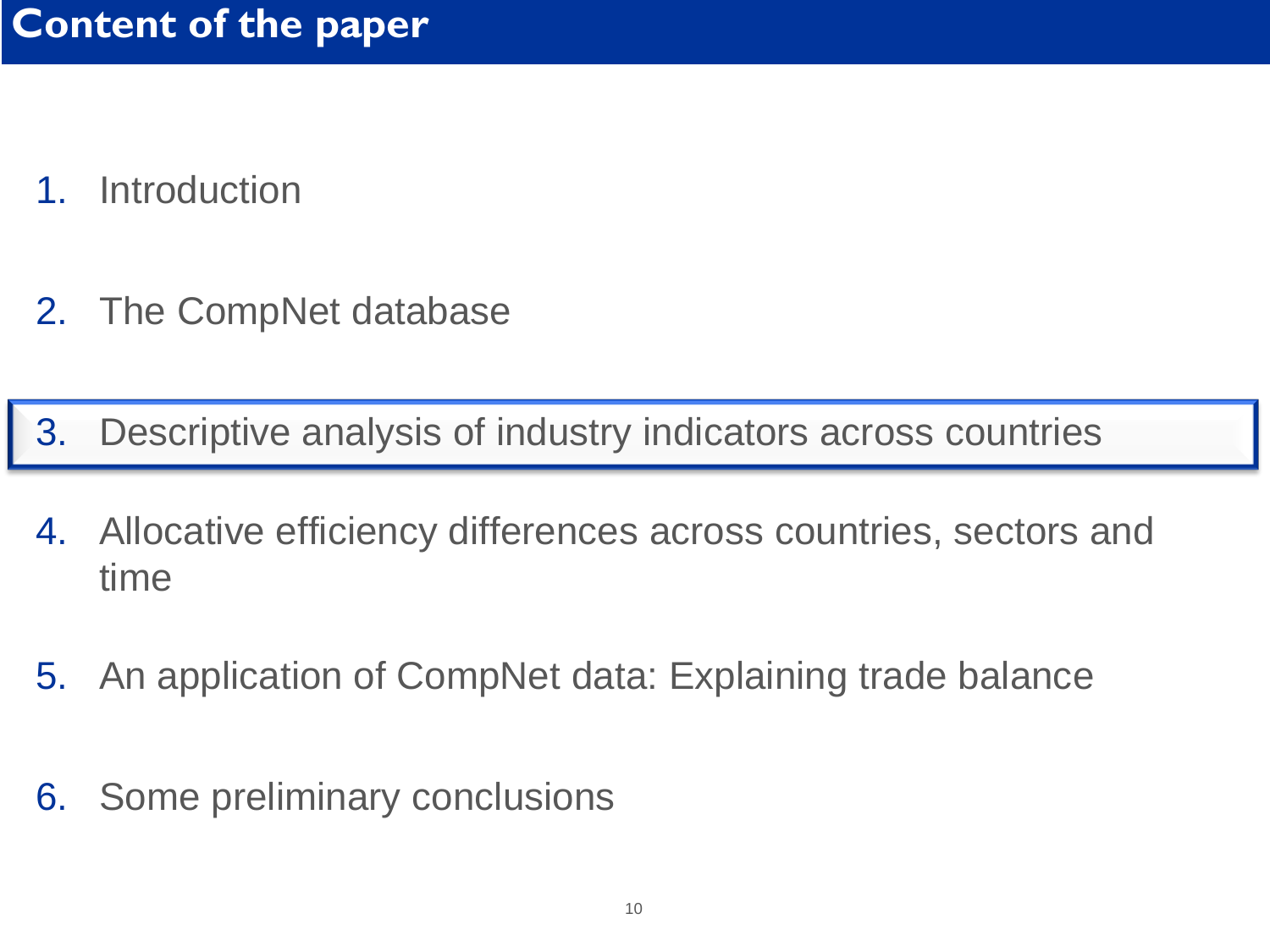# Content of the paper

1. Introduction
2. The CompNet database
3. Descriptive analysis of industry indicators across countries
4. Allocative efficiency differences across countries, sectors and time
5. An application of CompNet data: Explaining trade balance
6. Some preliminary conclusions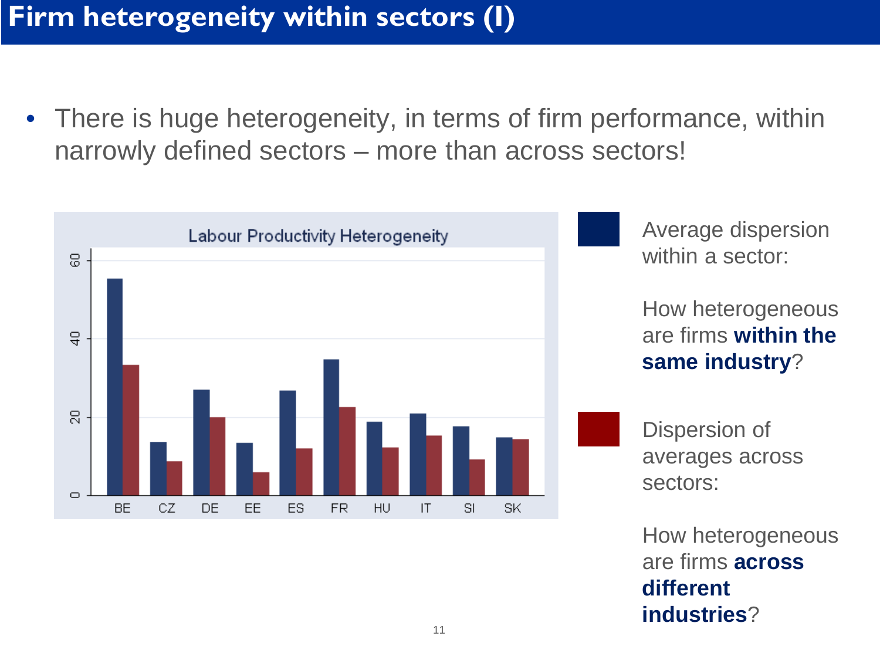# Firm heterogeneity within sectors (I)

- There is huge heterogeneity, in terms of firm performance, within narrowly defined sectors – more than across sectors!

Labour Productivity Heterogeneity

Average dispersion within a sector:

How heterogeneous are firms **within the same industry**?

Dispersion of averages across sectors:

How heterogeneous are firms **across different industries**?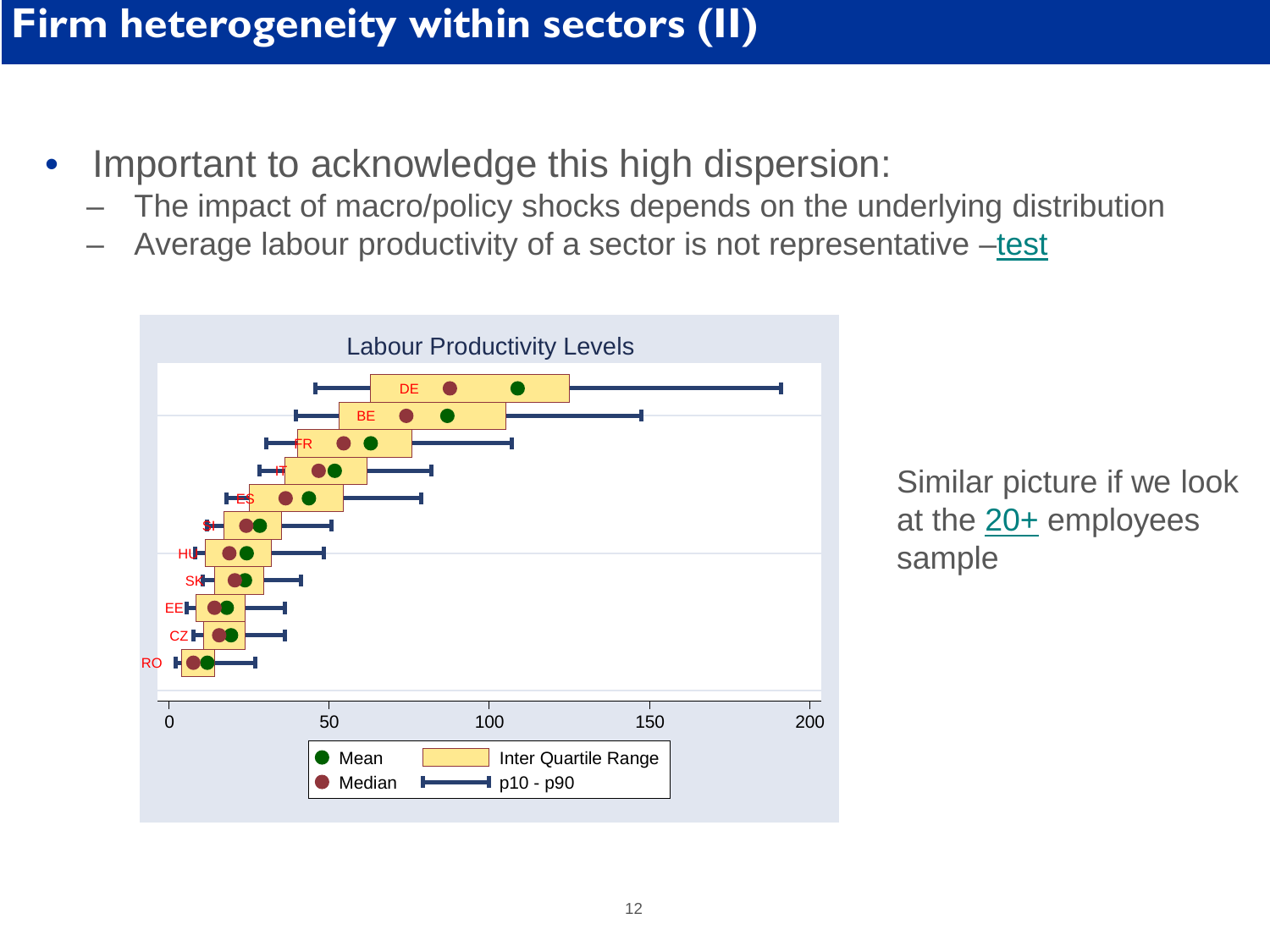# Firm heterogeneity within sectors (II)

- Important to acknowledge this high dispersion:
  - The impact of macro/policy shocks depends on the underlying distribution
  - Average labour productivity of a sector is not representative –test

Labour Productivity Levels

DE, BE, FR, IT, ES, SI, HU, SK, EE, CZ, RO

0, 50, 100, 150, 200

Mean | Median | Inter Quartile Range | p10 - p90

Similar picture if we look at the 20+ employees sample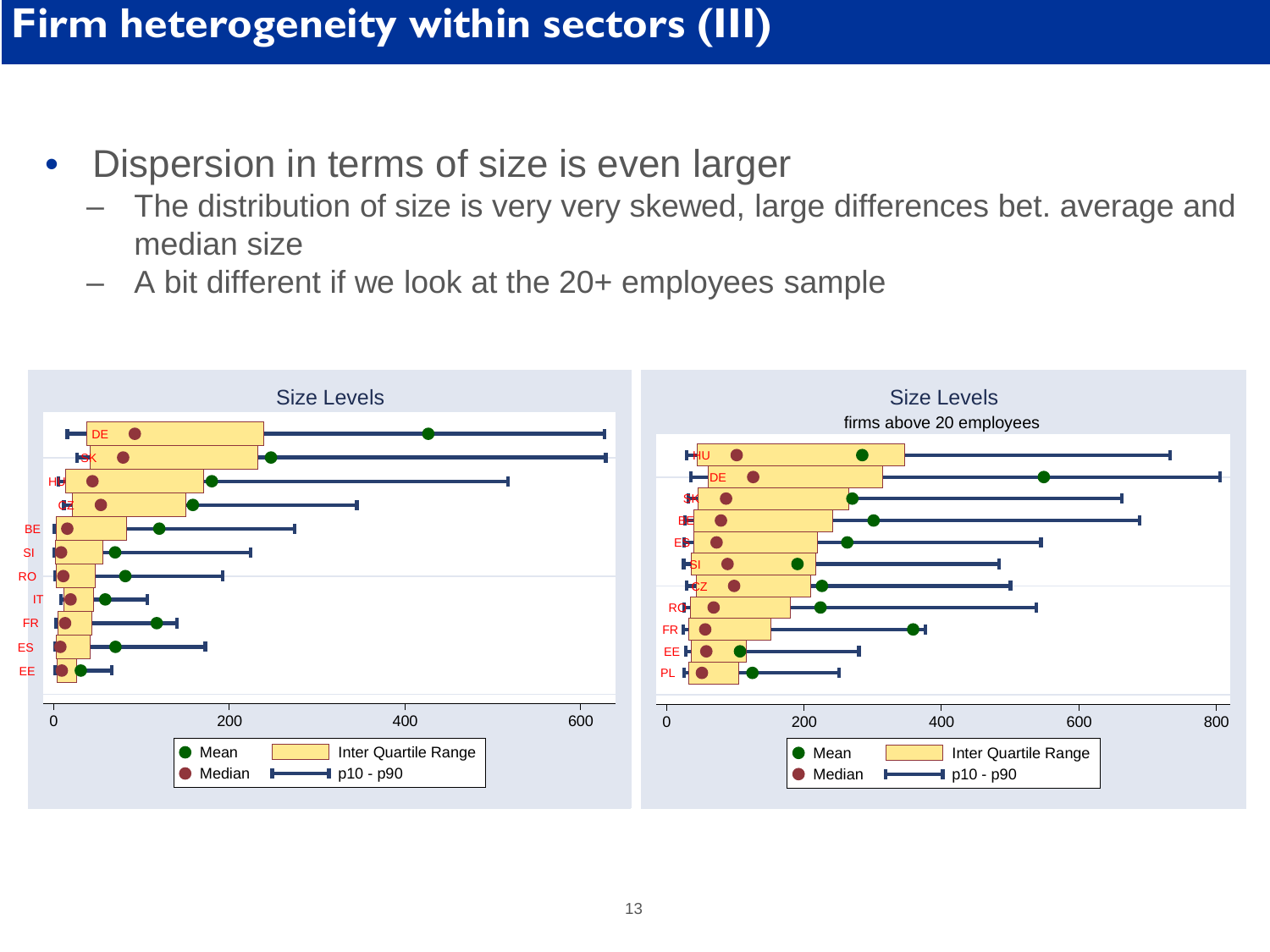# Firm heterogeneity within sectors (III)

- Dispersion in terms of size is even larger
  - The distribution of size is very very skewed, large differences bet. average and median size
  - A bit different if we look at the 20+ employees sample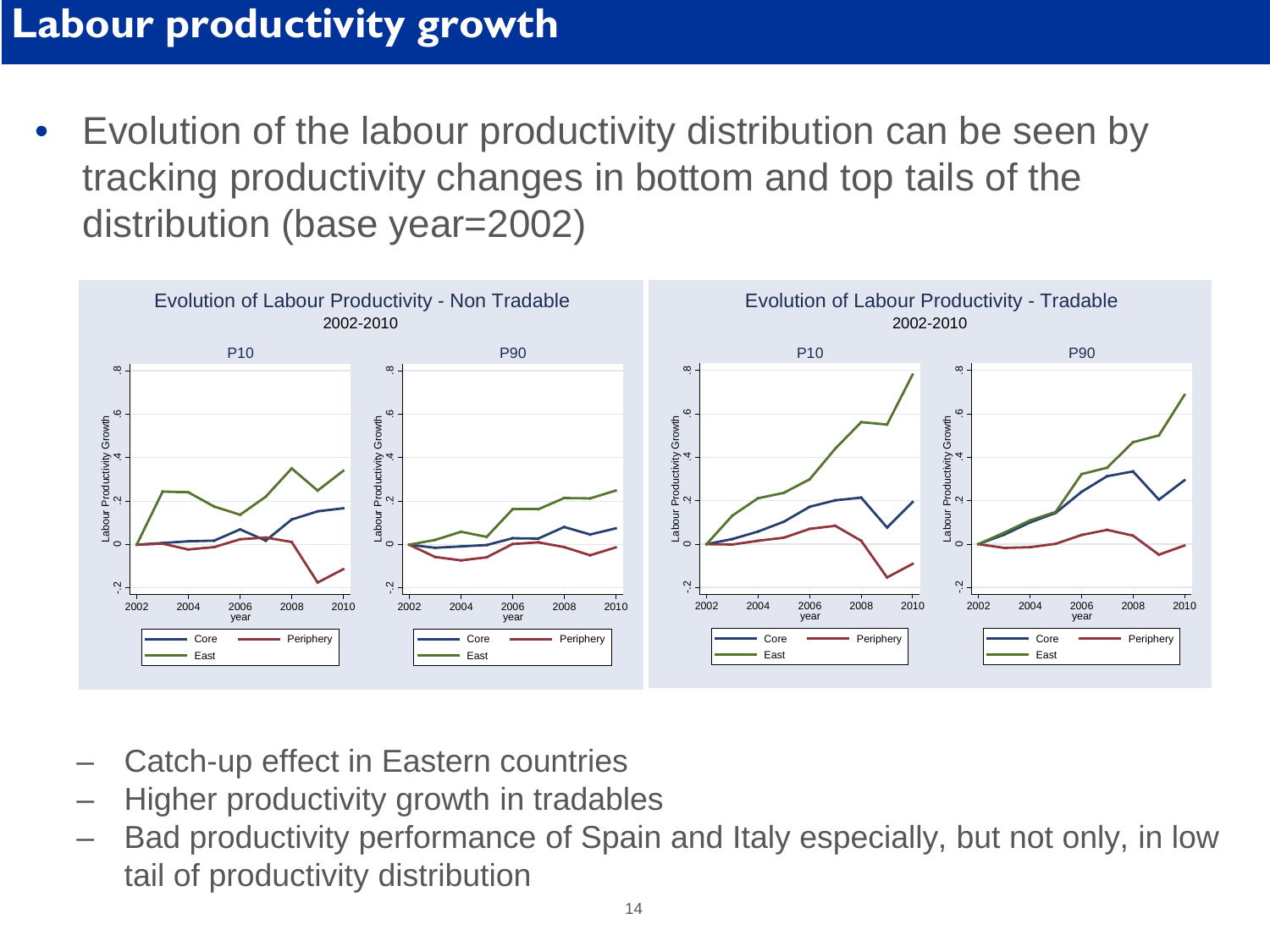# Labour productivity growth

- Evolution of the labour productivity distribution can be seen by tracking productivity changes in bottom and top tails of the distribution (base year=2002)

Evolution of Labour Productivity - Non Tradable
2002-2010

Evolution of Labour Productivity - Tradable
2002-2010

  - Catch-up effect in Eastern countries
  - Higher productivity growth in tradables
  - Bad productivity performance of Spain and Italy especially, but not only, in low tail of productivity distribution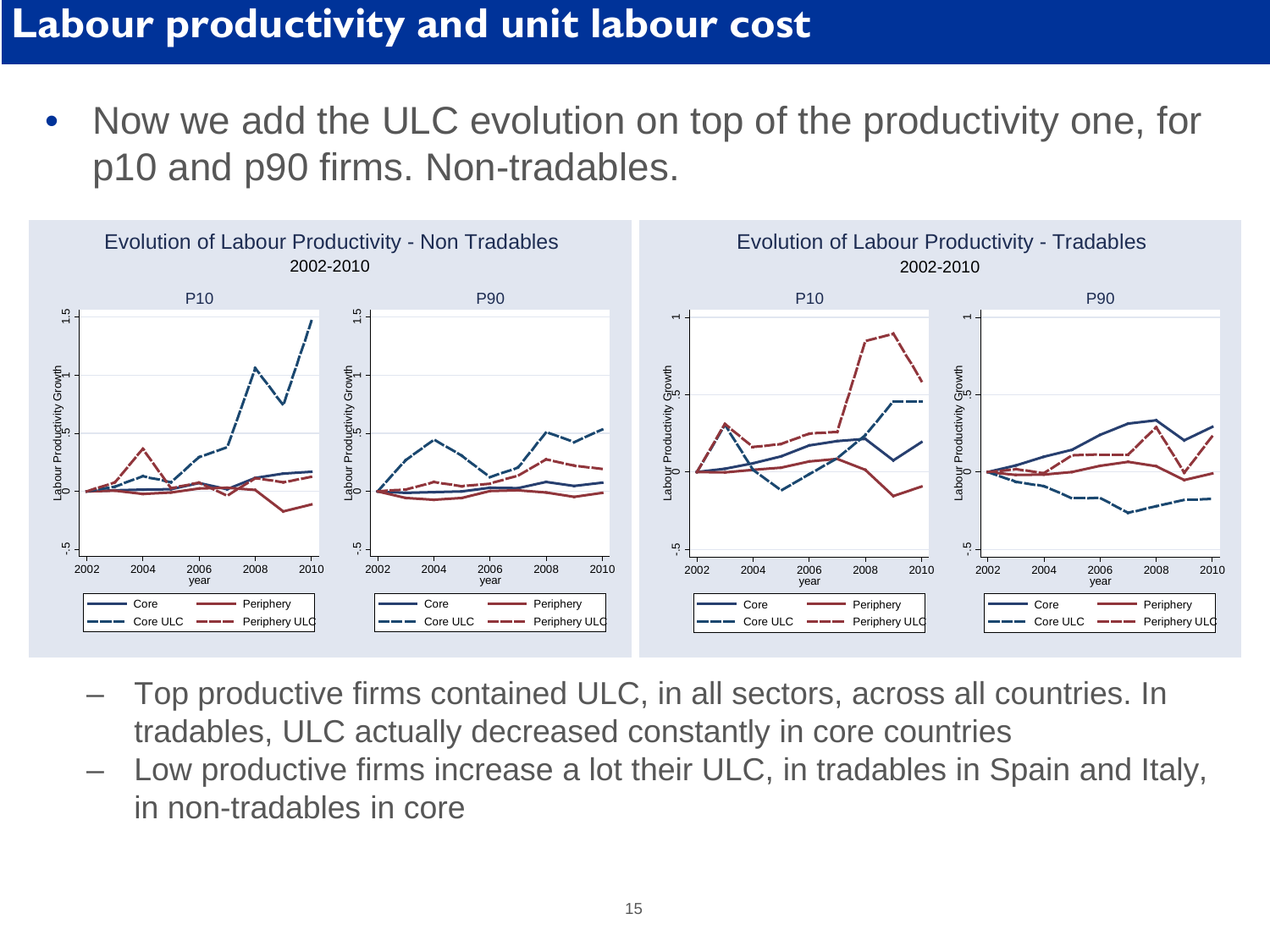# Labour productivity and unit labour cost

- Now we add the ULC evolution on top of the productivity one, for p10 and p90 firms. Non-tradables.

Evolution of Labour Productivity - Non Tradables
2002-2010

Evolution of Labour Productivity - Tradables
2002-2010

  - Top productive firms contained ULC, in all sectors, across all countries. In tradables, ULC actually decreased constantly in core countries
  - Low productive firms increase a lot their ULC, in tradables in Spain and Italy, in non-tradables in core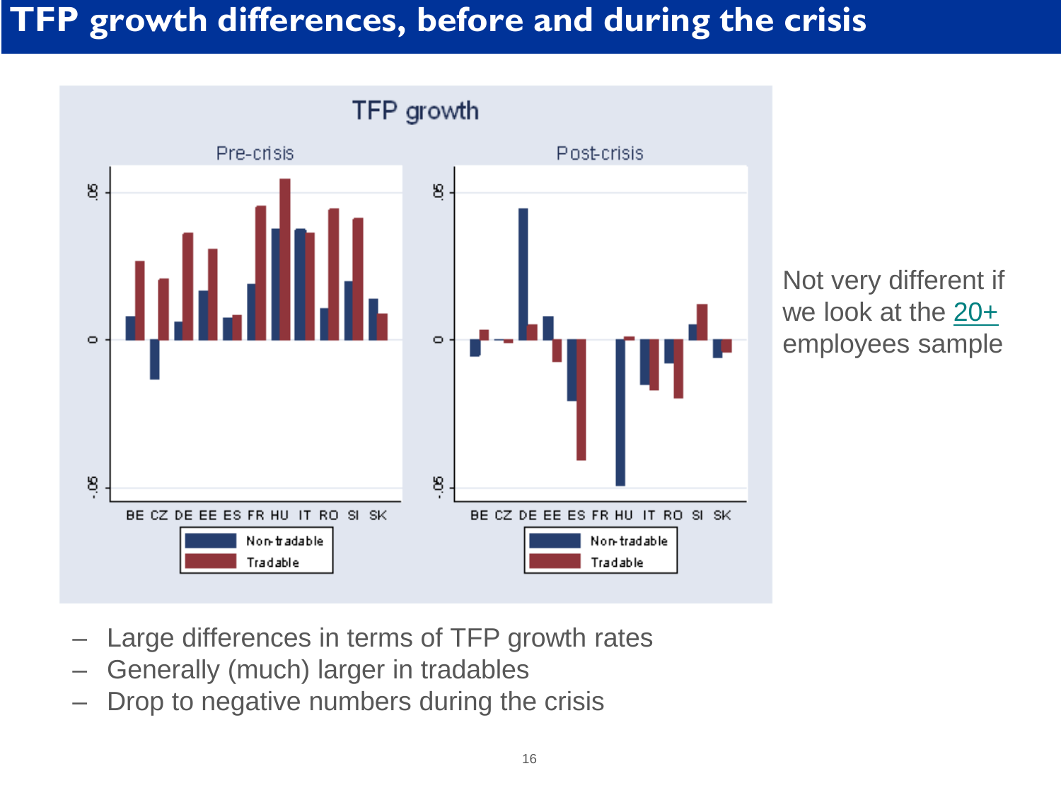# TFP growth differences, before and during the crisis

Not very different if we look at the 20+ employees sample

- Large differences in terms of TFP growth rates
- Generally (much) larger in tradables
- Drop to negative numbers during the crisis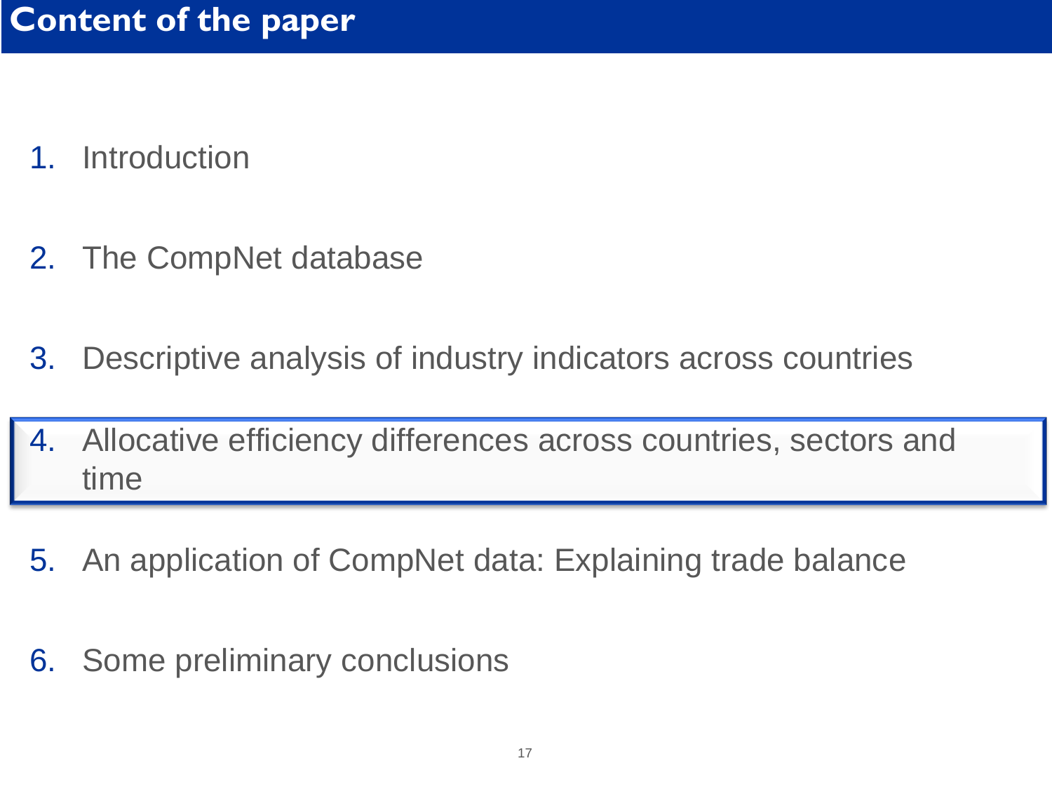# Content of the paper

1. Introduction
2. The CompNet database
3. Descriptive analysis of industry indicators across countries
4. Allocative efficiency differences across countries, sectors and time
5. An application of CompNet data: Explaining trade balance
6. Some preliminary conclusions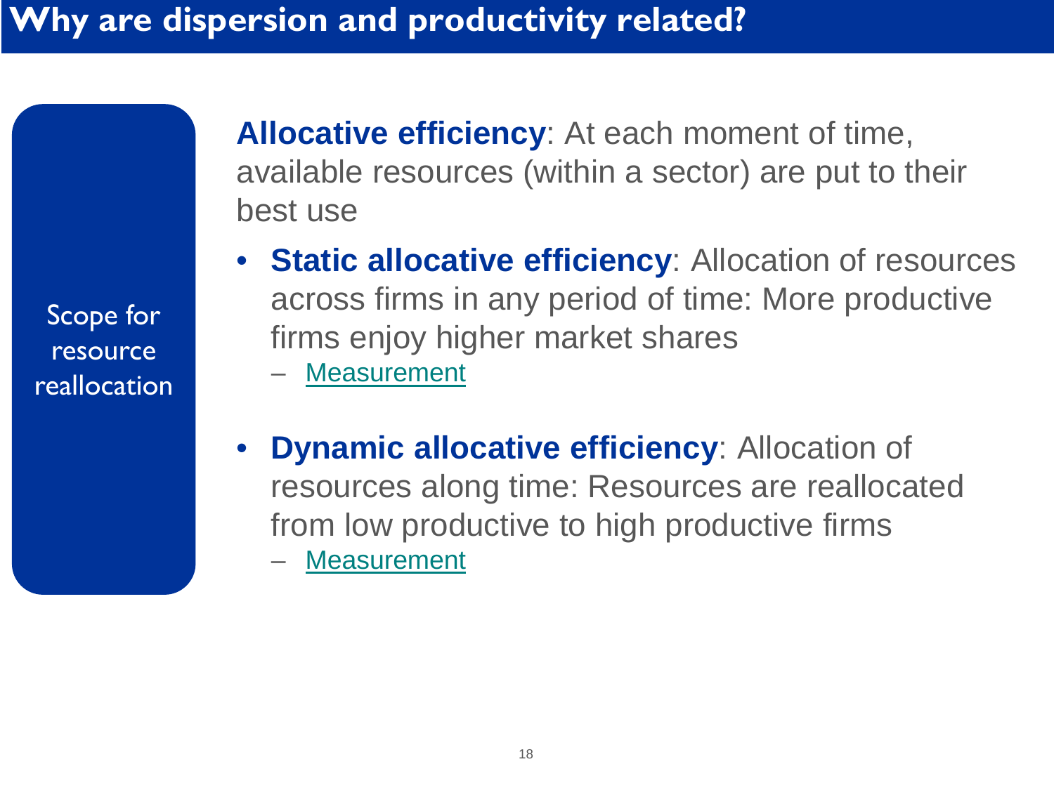# Why are dispersion and productivity related?

Scope for resource reallocation

**Allocative efficiency**: At each moment of time, available resources (within a sector) are put to their best use

- **Static allocative efficiency**: Allocation of resources across firms in any period of time: More productive firms enjoy higher market shares
  - Measurement
- **Dynamic allocative efficiency**: Allocation of resources along time: Resources are reallocated from low productive to high productive firms
  - Measurement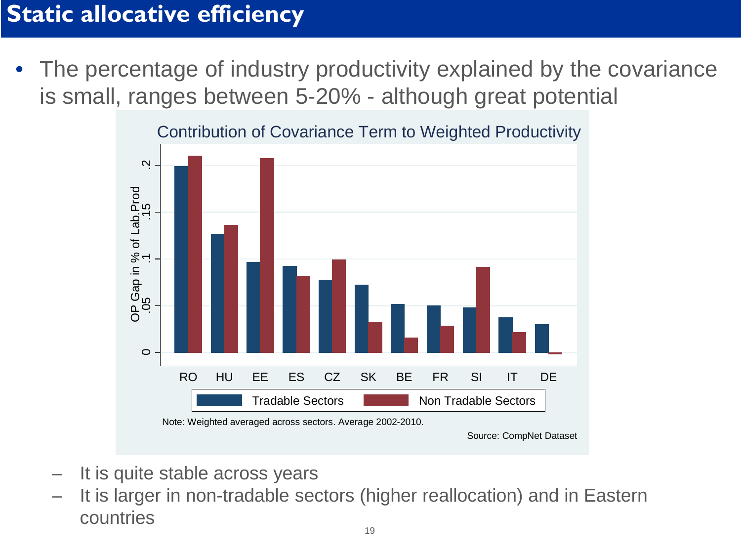# Static allocative efficiency

- The percentage of industry productivity explained by the covariance is small, ranges between 5-20% - although great potential

Contribution of Covariance Term to Weighted Productivity

Note: Weighted averaged across sectors. Average 2002-2010.

Source: CompNet Dataset

  - It is quite stable across years
  - It is larger in non-tradable sectors (higher reallocation) and in Eastern countries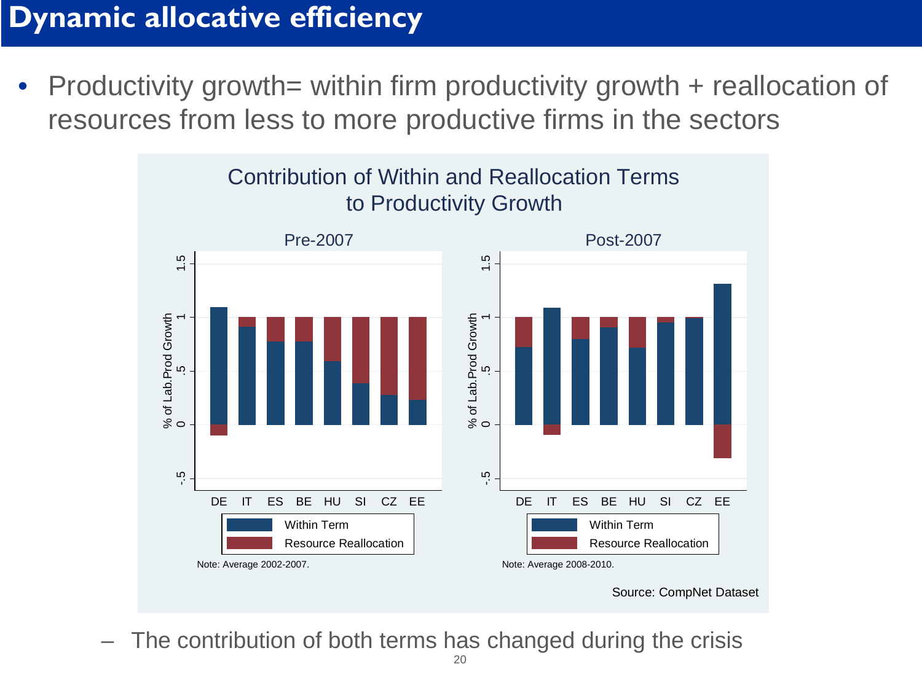# Dynamic allocative efficiency

- Productivity growth= within firm productivity growth + reallocation of resources from less to more productive firms in the sectors

Contribution of Within and Reallocation Terms to Productivity Growth

Pre-2007 | Post-2007

Note: Average 2002-2007. | Note: Average 2008-2010.

Source: CompNet Dataset

  - The contribution of both terms has changed during the crisis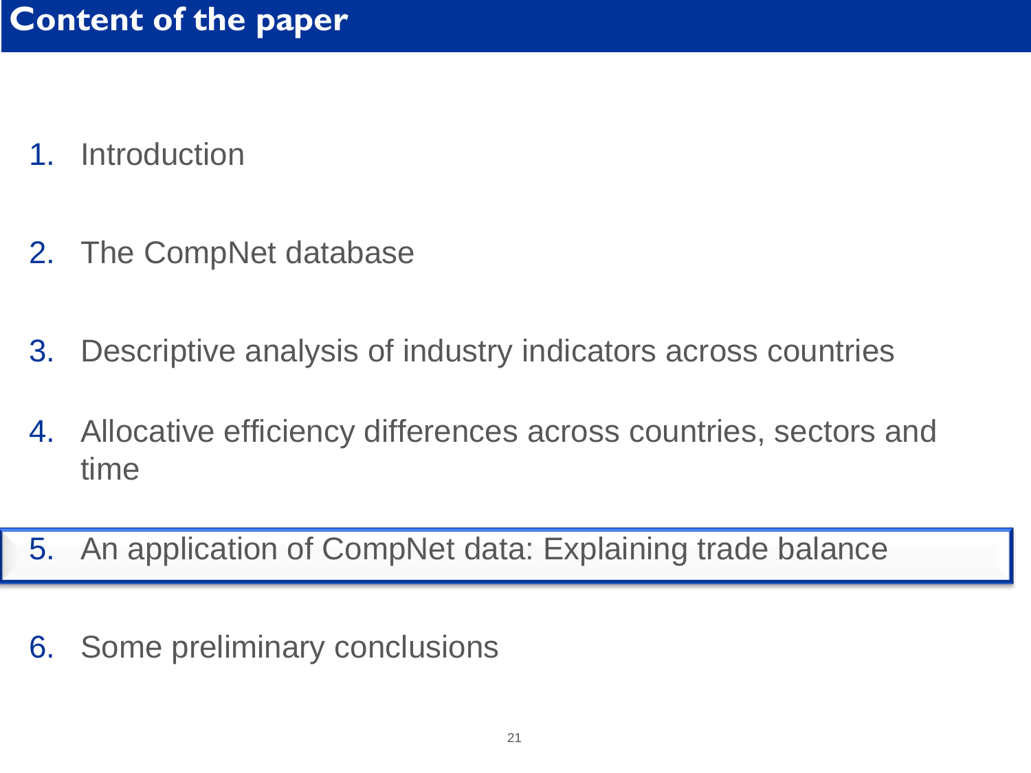# Content of the paper

1. Introduction

2. The CompNet database

3. Descriptive analysis of industry indicators across countries

4. Allocative efficiency differences across countries, sectors and time

5. An application of CompNet data: Explaining trade balance

6. Some preliminary conclusions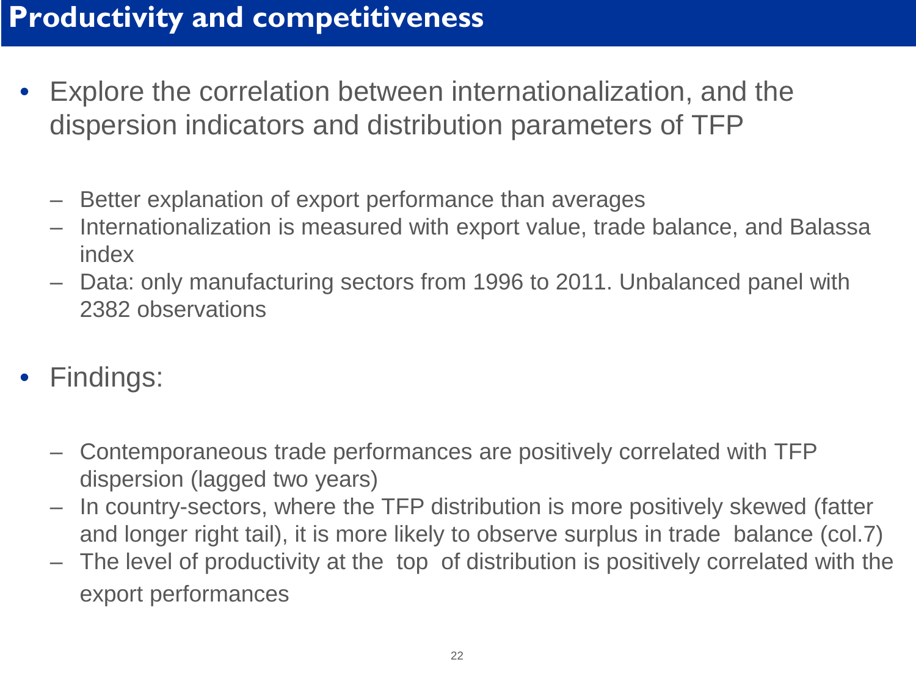# Productivity and competitiveness

- Explore the correlation between internationalization, and the dispersion indicators and distribution parameters of TFP
  - Better explanation of export performance than averages
  - Internationalization is measured with export value, trade balance, and Balassa index
  - Data: only manufacturing sectors from 1996 to 2011. Unbalanced panel with 2382 observations
- Findings:
  - Contemporaneous trade performances are positively correlated with TFP dispersion (lagged two years)
  - In country-sectors, where the TFP distribution is more positively skewed (fatter and longer right tail), it is more likely to observe surplus in trade balance (col.7)
  - The level of productivity at the top of distribution is positively correlated with the export performances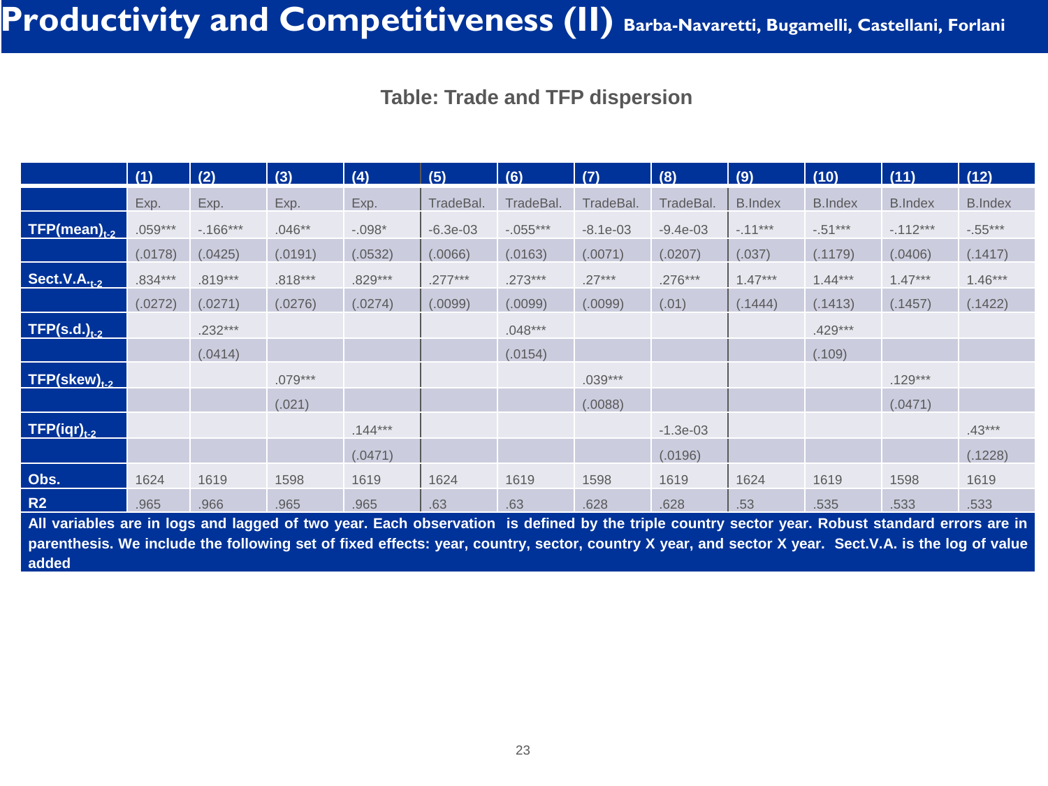# Productivity and Competitiveness (II) Barba-Navaretti, Bugamelli, Castellani, Forlani

**Table: Trade and TFP dispersion**

| | (1) | (2) | (3) | (4) | (5) | (6) | (7) | (8) | (9) | (10) | (11) | (12) |
|---|---|---|---|---|---|---|---|---|---|---|---|---|
| | Exp. | Exp. | Exp. | Exp. | TradeBal. | TradeBal. | TradeBal. | TradeBal. | B.Index | B.Index | B.Index | B.Index |
| $TFP(mean)_{t-2}$ | .059*** | -.166*** | .046** | -.098* | -6.3e-03 | -.055*** | -8.1e-03 | -9.4e-03 | -.11*** | -.51*** | -.112*** | -.55*** |
| | (.0178) | (.0425) | (.0191) | (.0532) | (.0066) | (.0163) | (.0071) | (.0207) | (.037) | (.1179) | (.0406) | (.1417) |
| $Sect.V.A._{t-2}$ | .834*** | .819*** | .818*** | .829*** | .277*** | .273*** | .27*** | .276*** | 1.47*** | 1.44*** | 1.47*** | 1.46*** |
| | (.0272) | (.0271) | (.0276) | (.0274) | (.0099) | (.0099) | (.0099) | (.01) | (.1444) | (.1413) | (.1457) | (.1422) |
| $TFP(s.d.)_{t-2}$ | | .232*** | | | | .048*** | | | | .429*** | | |
| | | (.0414) | | | | (.0154) | | | | (.109) | | |
| $TFP(skew)_{t-2}$ | | | .079*** | | | | .039*** | | | | .129*** | |
| | | | (.021) | | | | (.0088) | | | | (.0471) | |
| $TFP(iqr)_{t-2}$ | | | | .144*** | | | | -1.3e-03 | | | | .43*** |
| | | | | (.0471) | | | | (.0196) | | | | (.1228) |
| Obs. | 1624 | 1619 | 1598 | 1619 | 1624 | 1619 | 1598 | 1619 | 1624 | 1619 | 1598 | 1619 |
| R2 | .965 | .966 | .965 | .965 | .63 | .63 | .628 | .628 | .53 | .535 | .533 | .533 |

**All variables are in logs and lagged of two year. Each observation is defined by the triple country sector year. Robust standard errors are in parenthesis. We include the following set of fixed effects: year, country, sector, country X year, and sector X year. Sect.V.A. is the log of value added**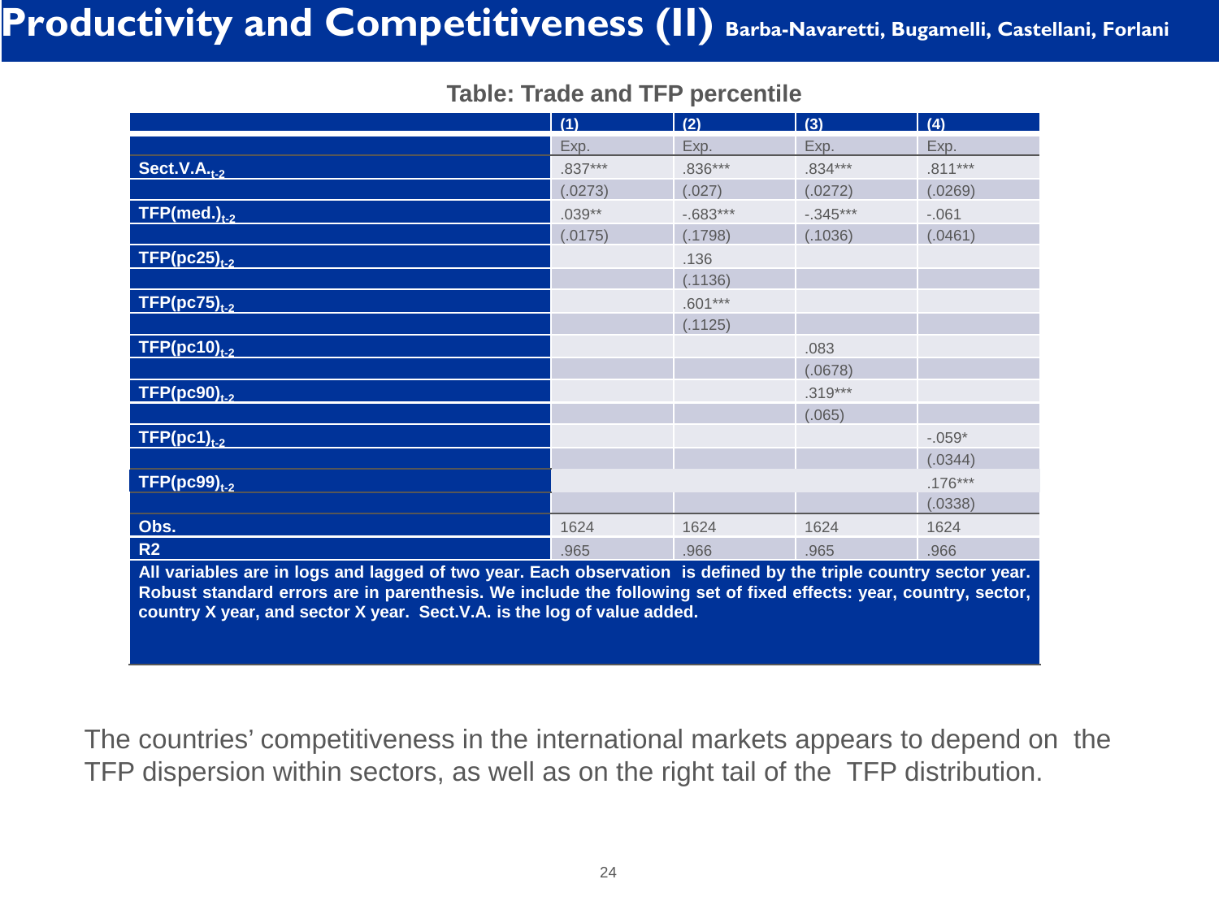# Productivity and Competitiveness (II) Barba-Navaretti, Bugamelli, Castellani, Forlani

**Table: Trade and TFP percentile**

| | (1) | (2) | (3) | (4) |
|---|---|---|---|---|
| | Exp. | Exp. | Exp. | Exp. |
| **Sect.V.A.$_{t-2}$** | .837*** | .836*** | .834*** | .811*** |
| | (.0273) | (.027) | (.0272) | (.0269) |
| **TFP(med.)$_{t-2}$** | .039** | -.683*** | -.345*** | -.061 |
| | (.0175) | (.1798) | (.1036) | (.0461) |
| **TFP(pc25)$_{t-2}$** | | .136 | | |
| | | (.1136) | | |
| **TFP(pc75)$_{t-2}$** | | .601*** | | |
| | | (.1125) | | |
| **TFP(pc10)$_{t-2}$** | | | .083 | |
| | | | (.0678) | |
| **TFP(pc90)$_{t-2}$** | | | .319*** | |
| | | | (.065) | |
| **TFP(pc1)$_{t-2}$** | | | | -.059* |
| | | | | (.0344) |
| **TFP(pc99)$_{t-2}$** | | | | .176*** |
| | | | | (.0338) |
| **Obs.** | 1624 | 1624 | 1624 | 1624 |
| **R2** | .965 | .966 | .965 | .966 |

**All variables are in logs and lagged of two year. Each observation is defined by the triple country sector year. Robust standard errors are in parenthesis. We include the following set of fixed effects: year, country, sector, country X year, and sector X year. Sect.V.A. is the log of value added.**

The countries' competitiveness in the international markets appears to depend on the TFP dispersion within sectors, as well as on the right tail of the TFP distribution.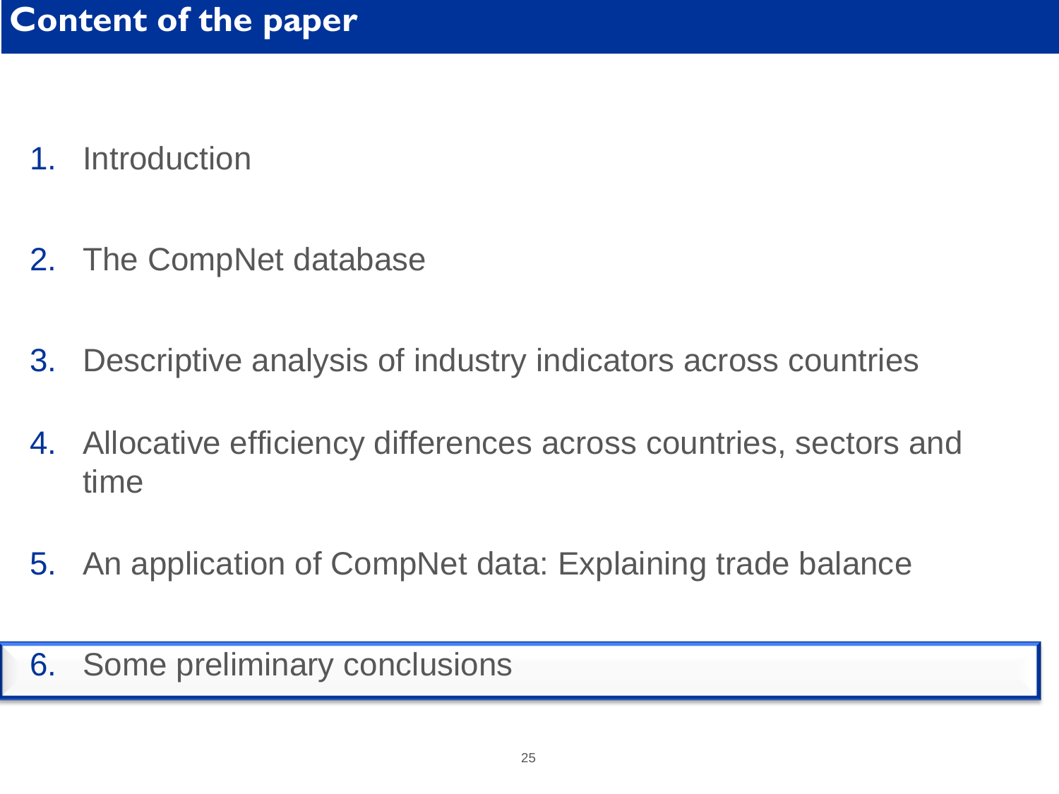# Content of the paper

1. Introduction
2. The CompNet database
3. Descriptive analysis of industry indicators across countries
4. Allocative efficiency differences across countries, sectors and time
5. An application of CompNet data: Explaining trade balance
6. Some preliminary conclusions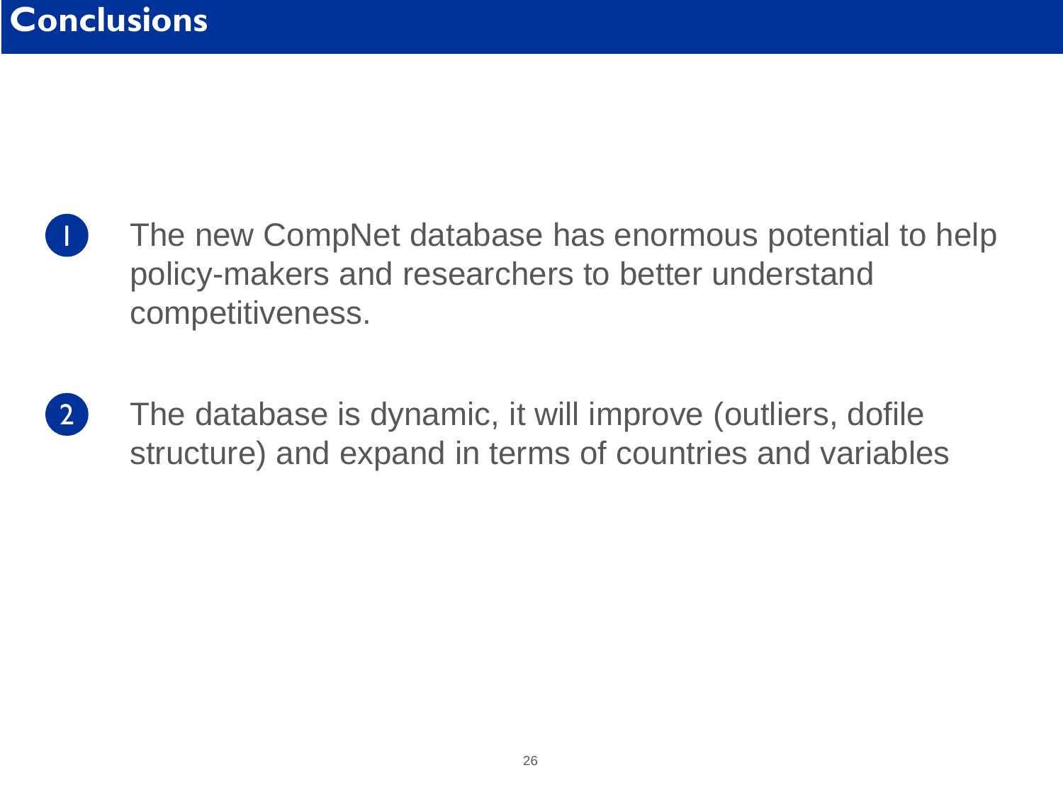# Conclusions

1. The new CompNet database has enormous potential to help policy-makers and researchers to better understand competitiveness.

2. The database is dynamic, it will improve (outliers, dofile structure) and expand in terms of countries and variables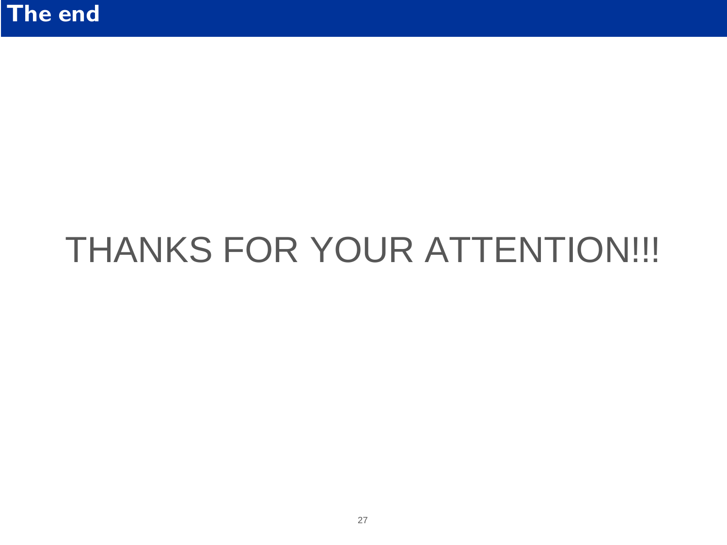# The end

THANKS FOR YOUR ATTENTION!!!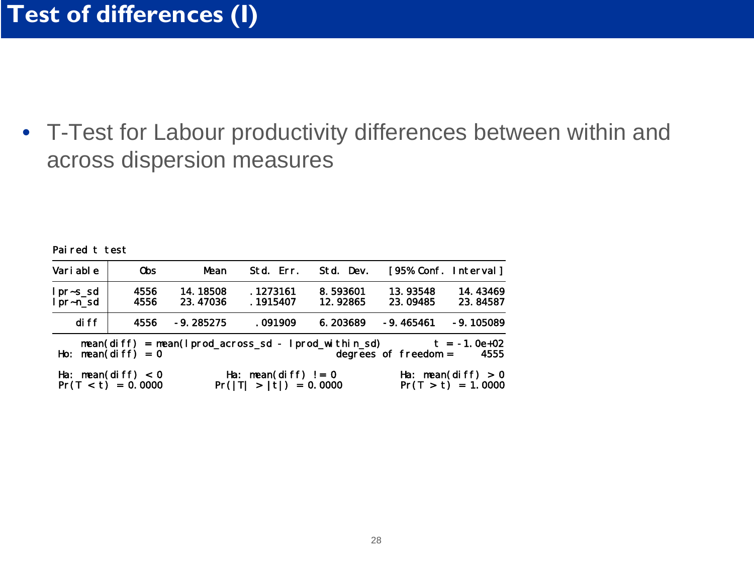# Test of differences (I)

- T-Test for Labour productivity differences between within and across dispersion measures

```
Paired t test
------------------------------------------------------------------------------
Variable |     Obs        Mean    Std. Err.   Std. Dev.   [95% Conf. Interval]
---------+--------------------------------------------------------------------
lpr~s_sd |    4556    14.18508    .1273161    8.593601    13.93548    14.43469
lpr~n_sd |    4556    23.47036    .1915407    12.92865    23.09485    23.84587
---------+--------------------------------------------------------------------
    diff |    4556   -9.285275     .091909    6.203689   -9.465461   -9.105089
------------------------------------------------------------------------------
     mean(diff) = mean(lprod_across_sd - lprod_within_sd)         t = -1.0e+02
 Ho: mean(diff) = 0                              degrees of freedom =     4555

 Ha: mean(diff) < 0           Ha: mean(diff) != 0           Ha: mean(diff) > 0
 Pr(T < t) = 0.0000         Pr(|T| > |t|) = 0.0000          Pr(T > t) = 1.0000
```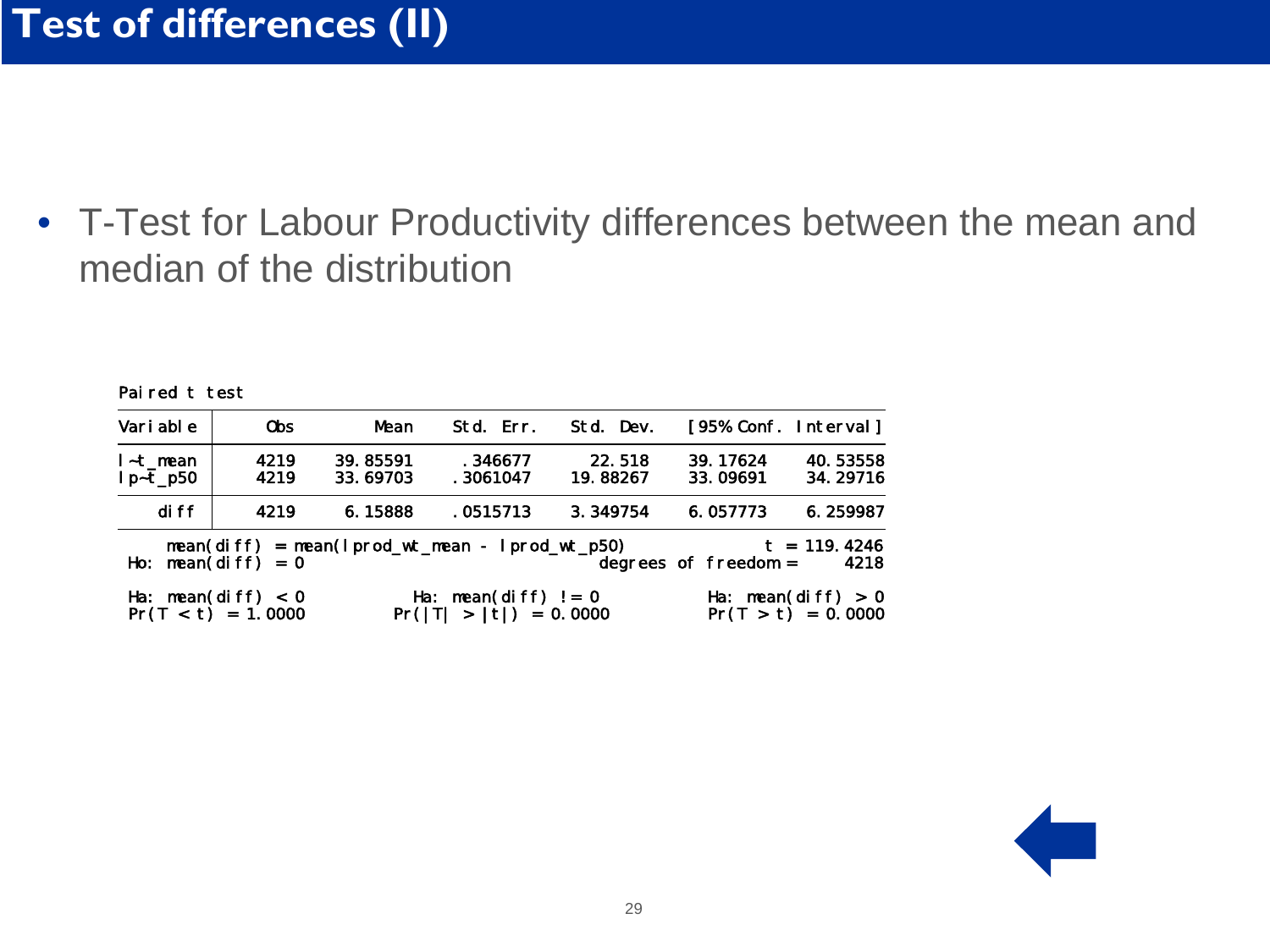# Test of differences (II)

- T-Test for Labour Productivity differences between the mean and median of the distribution

Paired t test

| Variable | Obs | Mean | Std. Err. | Std. Dev. | [95% Conf. | Interval] |
|---|---|---|---|---|---|---|
| l~t_mean | 4219 | 39.85591 | .346677 | 22.518 | 39.17624 | 40.53558 |
| lp~t_p50 | 4219 | 33.69703 | .3061047 | 19.88267 | 33.09691 | 34.29716 |
| diff | 4219 | 6.15888 | .0515713 | 3.349754 | 6.057773 | 6.259987 |

```
     mean(diff) = mean(lprod_wt_mean - lprod_wt_p50)              t = 119.4246
 Ho: mean(diff) = 0                            degrees of freedom =     4218

 Ha: mean(diff) < 0           Ha: mean(diff) != 0           Ha: mean(diff) > 0
 Pr(T < t) = 1.0000         Pr(|T| > |t|) = 0.0000          Pr(T > t) = 0.0000
```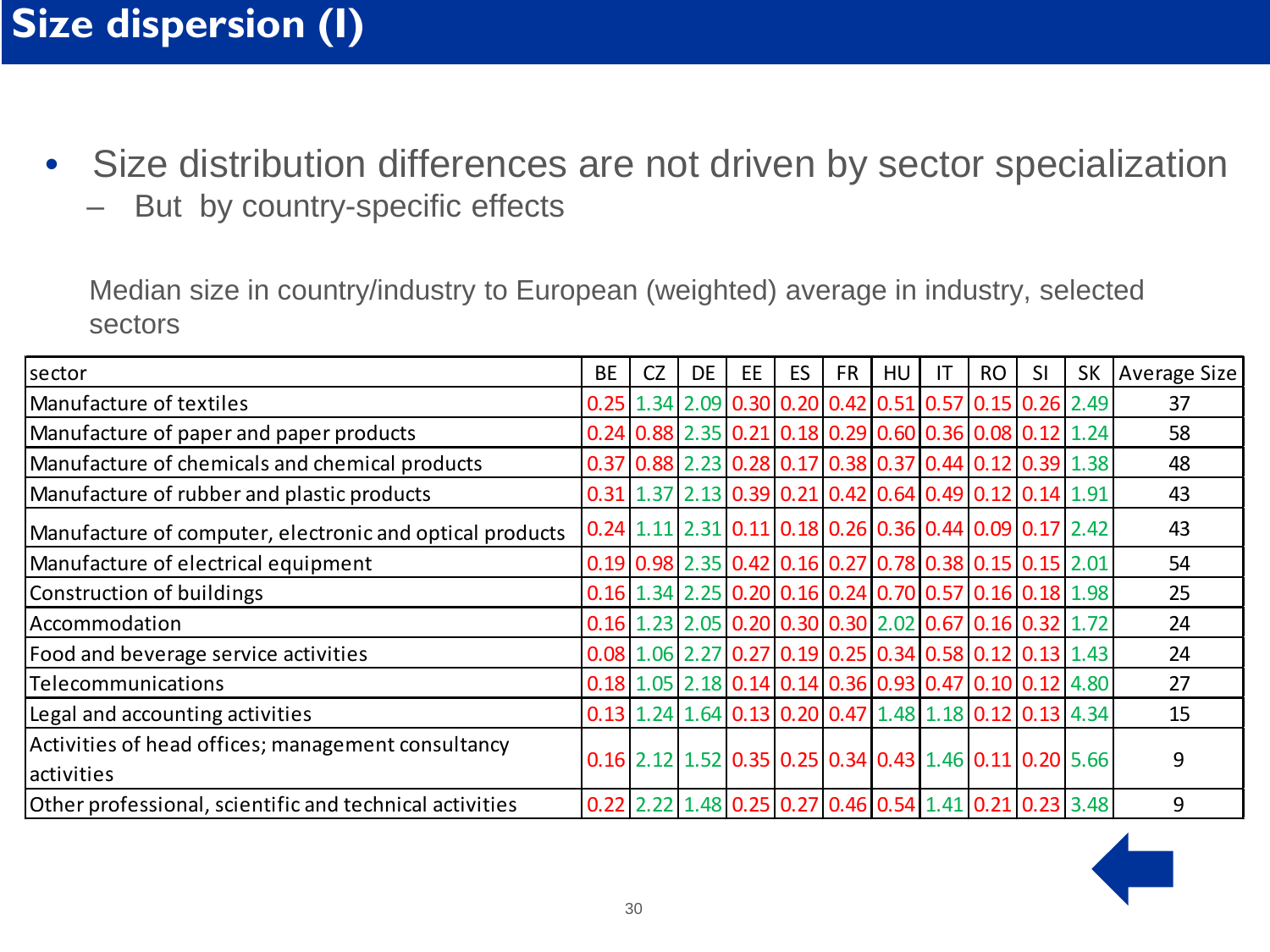# Size dispersion (I)

- Size distribution differences are not driven by sector specialization
  - But by country-specific effects

Median size in country/industry to European (weighted) average in industry, selected sectors

| sector | BE | CZ | DE | EE | ES | FR | HU | IT | RO | SI | SK | Average Size |
|---|---|---|---|---|---|---|---|---|---|---|---|---|
| Manufacture of textiles | 0.25 | 1.34 | 2.09 | 0.30 | 0.20 | 0.42 | 0.51 | 0.57 | 0.15 | 0.26 | 2.49 | 37 |
| Manufacture of paper and paper products | 0.24 | 0.88 | 2.35 | 0.21 | 0.18 | 0.29 | 0.60 | 0.36 | 0.08 | 0.12 | 1.24 | 58 |
| Manufacture of chemicals and chemical products | 0.37 | 0.88 | 2.23 | 0.28 | 0.17 | 0.38 | 0.37 | 0.44 | 0.12 | 0.39 | 1.38 | 48 |
| Manufacture of rubber and plastic products | 0.31 | 1.37 | 2.13 | 0.39 | 0.21 | 0.42 | 0.64 | 0.49 | 0.12 | 0.14 | 1.91 | 43 |
| Manufacture of computer, electronic and optical products | 0.24 | 1.11 | 2.31 | 0.11 | 0.18 | 0.26 | 0.36 | 0.44 | 0.09 | 0.17 | 2.42 | 43 |
| Manufacture of electrical equipment | 0.19 | 0.98 | 2.35 | 0.42 | 0.16 | 0.27 | 0.78 | 0.38 | 0.15 | 0.15 | 2.01 | 54 |
| Construction of buildings | 0.16 | 1.34 | 2.25 | 0.20 | 0.16 | 0.24 | 0.70 | 0.57 | 0.16 | 0.18 | 1.98 | 25 |
| Accommodation | 0.16 | 1.23 | 2.05 | 0.20 | 0.30 | 0.30 | 2.02 | 0.67 | 0.16 | 0.32 | 1.72 | 24 |
| Food and beverage service activities | 0.08 | 1.06 | 2.27 | 0.27 | 0.19 | 0.25 | 0.34 | 0.58 | 0.12 | 0.13 | 1.43 | 24 |
| Telecommunications | 0.18 | 1.05 | 2.18 | 0.14 | 0.14 | 0.36 | 0.93 | 0.47 | 0.10 | 0.12 | 4.80 | 27 |
| Legal and accounting activities | 0.13 | 1.24 | 1.64 | 0.13 | 0.20 | 0.47 | 1.48 | 1.18 | 0.12 | 0.13 | 4.34 | 15 |
| Activities of head offices; management consultancy activities | 0.16 | 2.12 | 1.52 | 0.35 | 0.25 | 0.34 | 0.43 | 1.46 | 0.11 | 0.20 | 5.66 | 9 |
| Other professional, scientific and technical activities | 0.22 | 2.22 | 1.48 | 0.25 | 0.27 | 0.46 | 0.54 | 1.41 | 0.21 | 0.23 | 3.48 | 9 |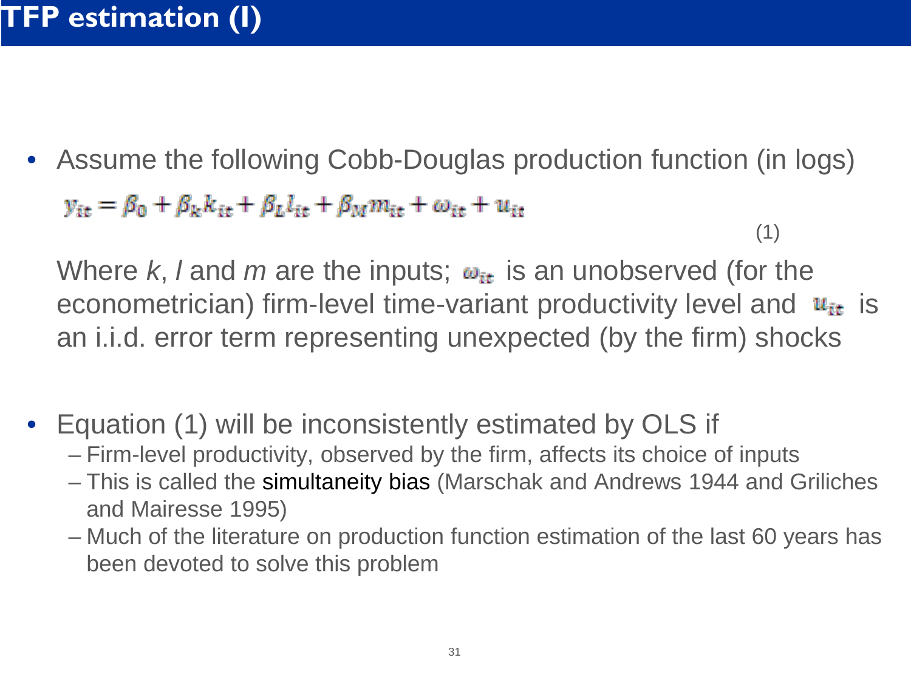# TFP estimation (I)

- Assume the following Cobb-Douglas production function (in logs)

$$y_{it} = \beta_0 + \beta_k k_{it} + \beta_L l_{it} + \beta_M m_{it} + \omega_{it} + u_{it} \quad (1)$$

  Where *k*, *l* and *m* are the inputs; $\omega_{it}$ is an unobserved (for the econometrician) firm-level time-variant productivity level and $u_{it}$ is an i.i.d. error term representing unexpected (by the firm) shocks

- Equation (1) will be inconsistently estimated by OLS if
  - Firm-level productivity, observed by the firm, affects its choice of inputs
  - This is called the simultaneity bias (Marschak and Andrews 1944 and Griliches and Mairesse 1995)
  - Much of the literature on production function estimation of the last 60 years has been devoted to solve this problem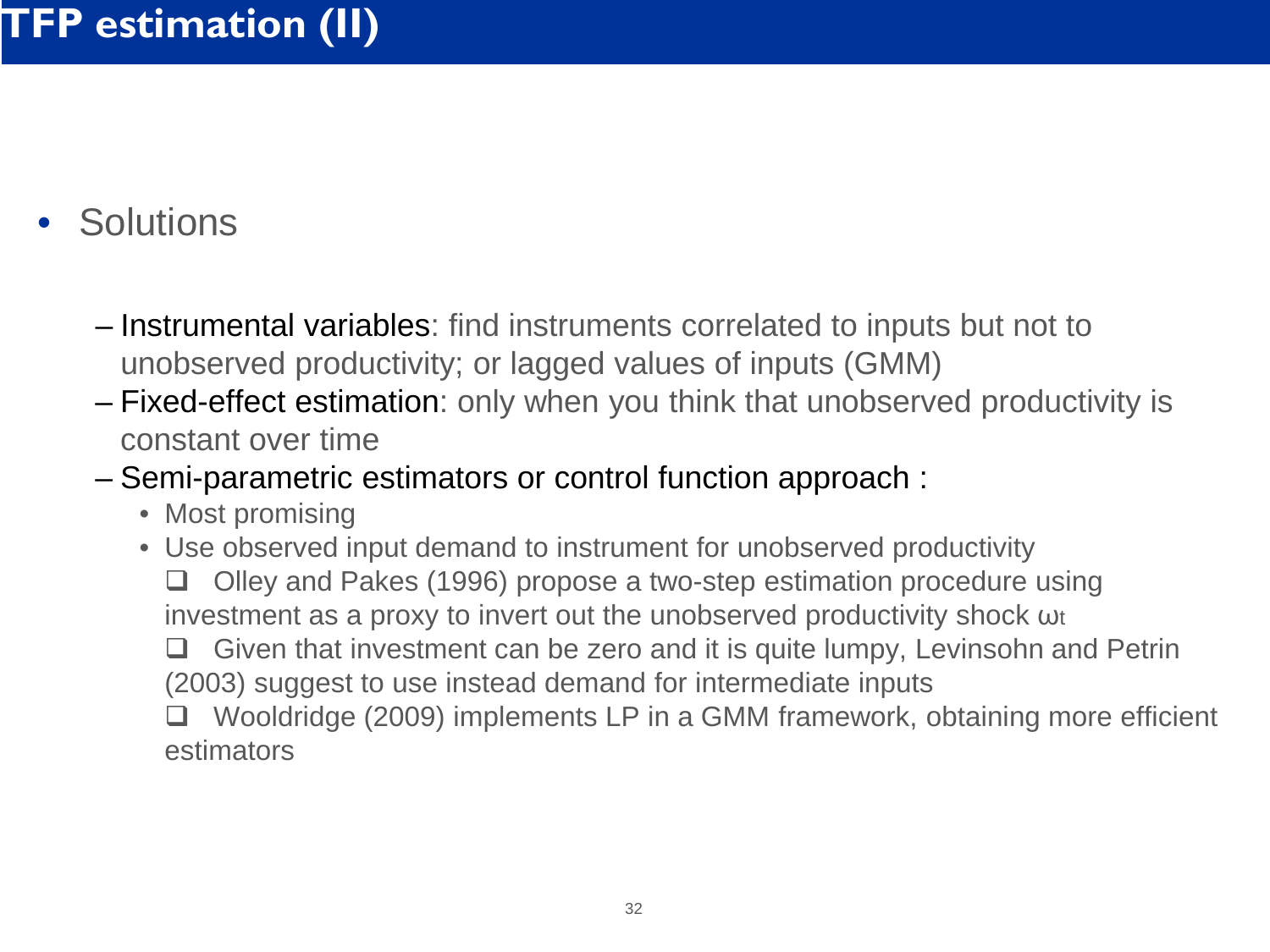# TFP estimation (II)

- Solutions
  - **Instrumental variables**: find instruments correlated to inputs but not to unobserved productivity; or lagged values of inputs (GMM)
  - **Fixed-effect estimation**: only when you think that unobserved productivity is constant over time
  - **Semi-parametric estimators or control function approach** :
    - Most promising
    - Use observed input demand to instrument for unobserved productivity
      - ❑ Olley and Pakes (1996) propose a two-step estimation procedure using investment as a proxy to invert out the unobserved productivity shock $\omega_t$
      - ❑ Given that investment can be zero and it is quite lumpy, Levinsohn and Petrin (2003) suggest to use instead demand for intermediate inputs
      - ❑ Wooldridge (2009) implements LP in a GMM framework, obtaining more efficient estimators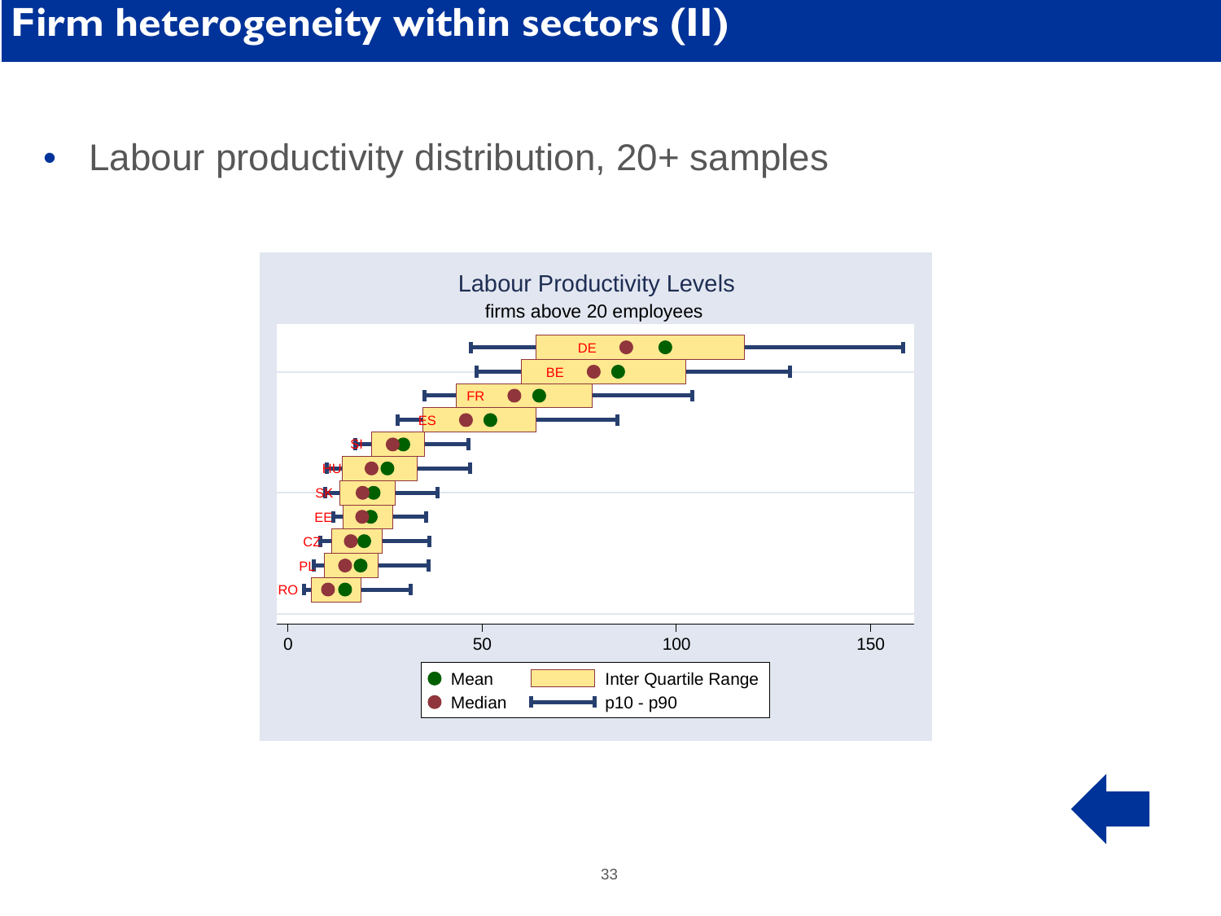# Firm heterogeneity within sectors (II)

- Labour productivity distribution, 20+ samples

Labour Productivity Levels

firms above 20 employees

DE, BE, FR, ES, SI, HU, SK, EE, CZ, PL, RO

0 50 100 150

Mean | Median | Inter Quartile Range | p10 - p90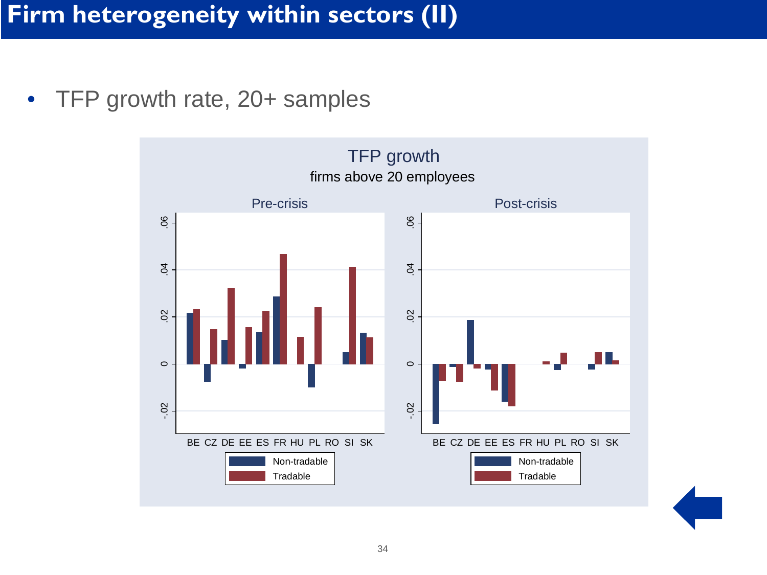# Firm heterogeneity within sectors (II)

- TFP growth rate, 20+ samples

TFP growth

firms above 20 employees

Pre-crisis

Post-crisis

BE CZ DE EE ES FR HU PL RO SI SK

Non-tradable

Tradable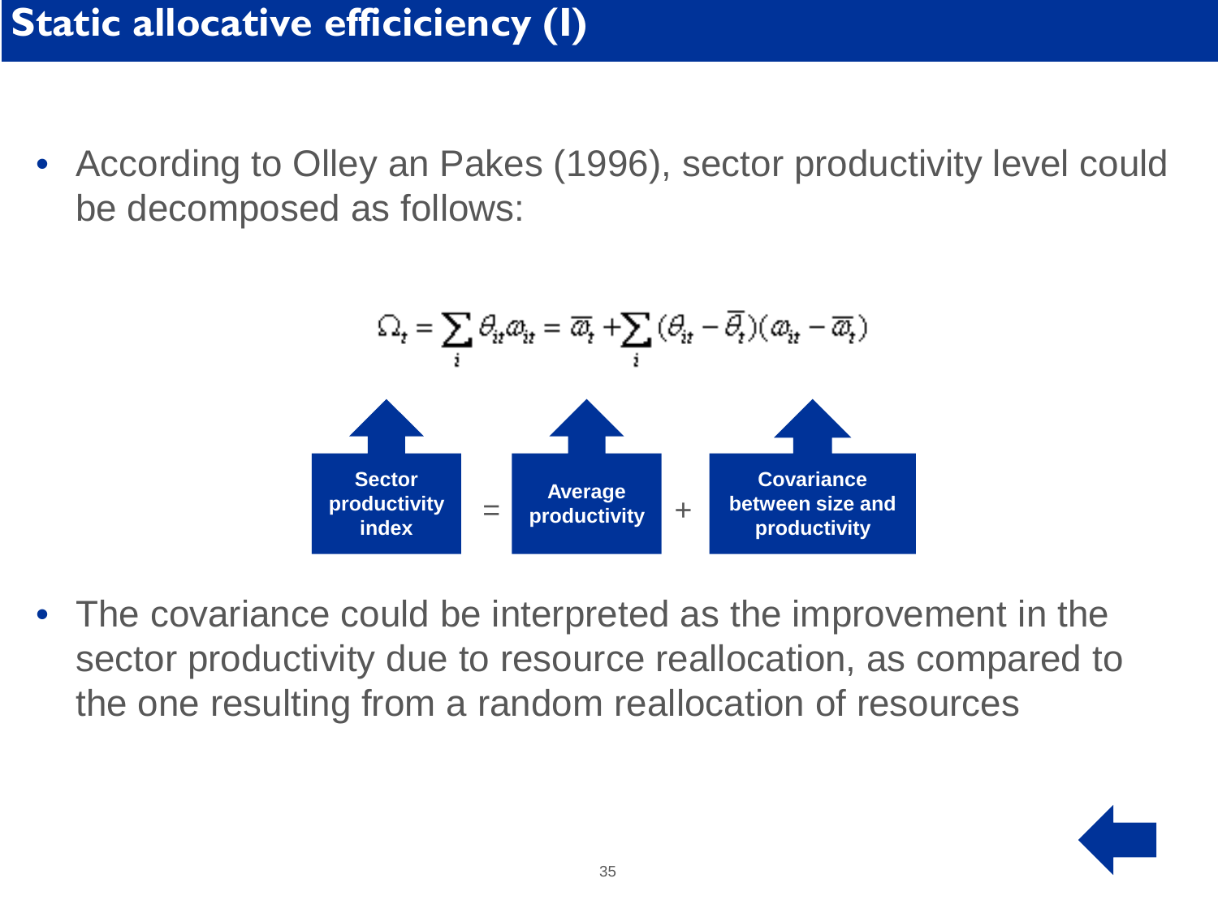# Static allocative efficiciency (I)

- According to Olley an Pakes (1996), sector productivity level could be decomposed as follows:

$$\Omega_t = \sum_i \theta_{it}\omega_{it} = \overline{\omega}_t + \sum_i (\theta_{it} - \overline{\theta}_t)(\omega_{it} - \overline{\omega}_t)$$

**Sector productivity index** = **Average productivity** + **Covariance between size and productivity**

- The covariance could be interpreted as the improvement in the sector productivity due to resource reallocation, as compared to the one resulting from a random reallocation of resources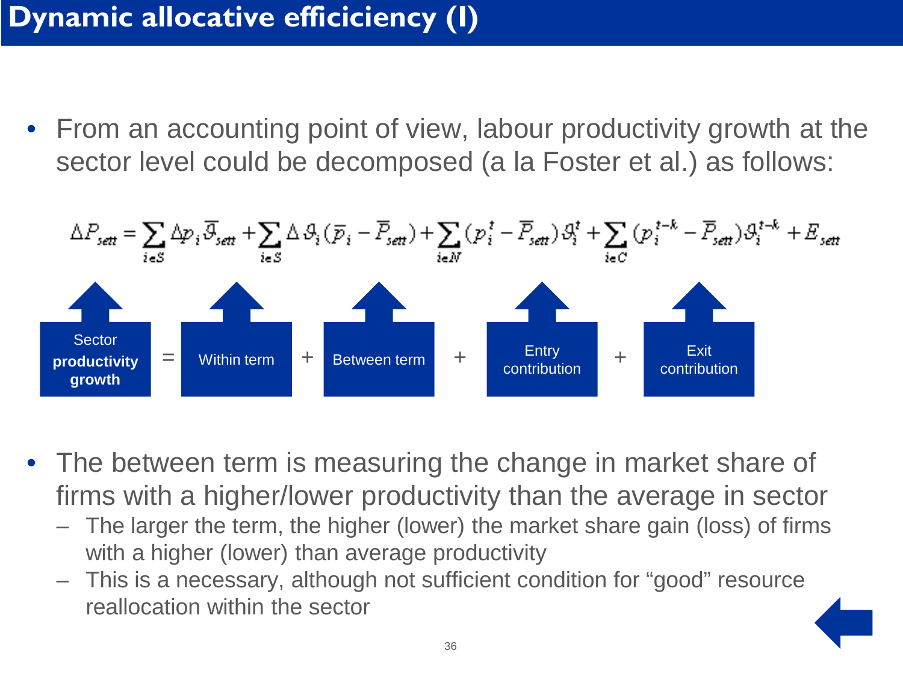# Dynamic allocative efficiciency (I)

- From an accounting point of view, labour productivity growth at the sector level could be decomposed (a la Foster et al.) as follows:

$$\Delta P_{sett} = \sum_{i \in S} \Delta p_i \bar{\vartheta}_{sett} + \sum_{i \in S} \Delta \vartheta_i (\bar{p}_i - \bar{P}_{sett}) + \sum_{i \in N} (p_i^t - \bar{P}_{sett}) \vartheta_i^t + \sum_{i \in C} (p_i^{t-k} - \bar{P}_{sett}) \vartheta_i^{t-k} + E_{sett}$$

Sector **productivity growth** = Within term + Between term + Entry contribution + Exit contribution

- The between term is measuring the change in market share of firms with a higher/lower productivity than the average in sector
  - The larger the term, the higher (lower) the market share gain (loss) of firms with a higher (lower) than average productivity
  - This is a necessary, although not sufficient condition for “good” resource reallocation within the sector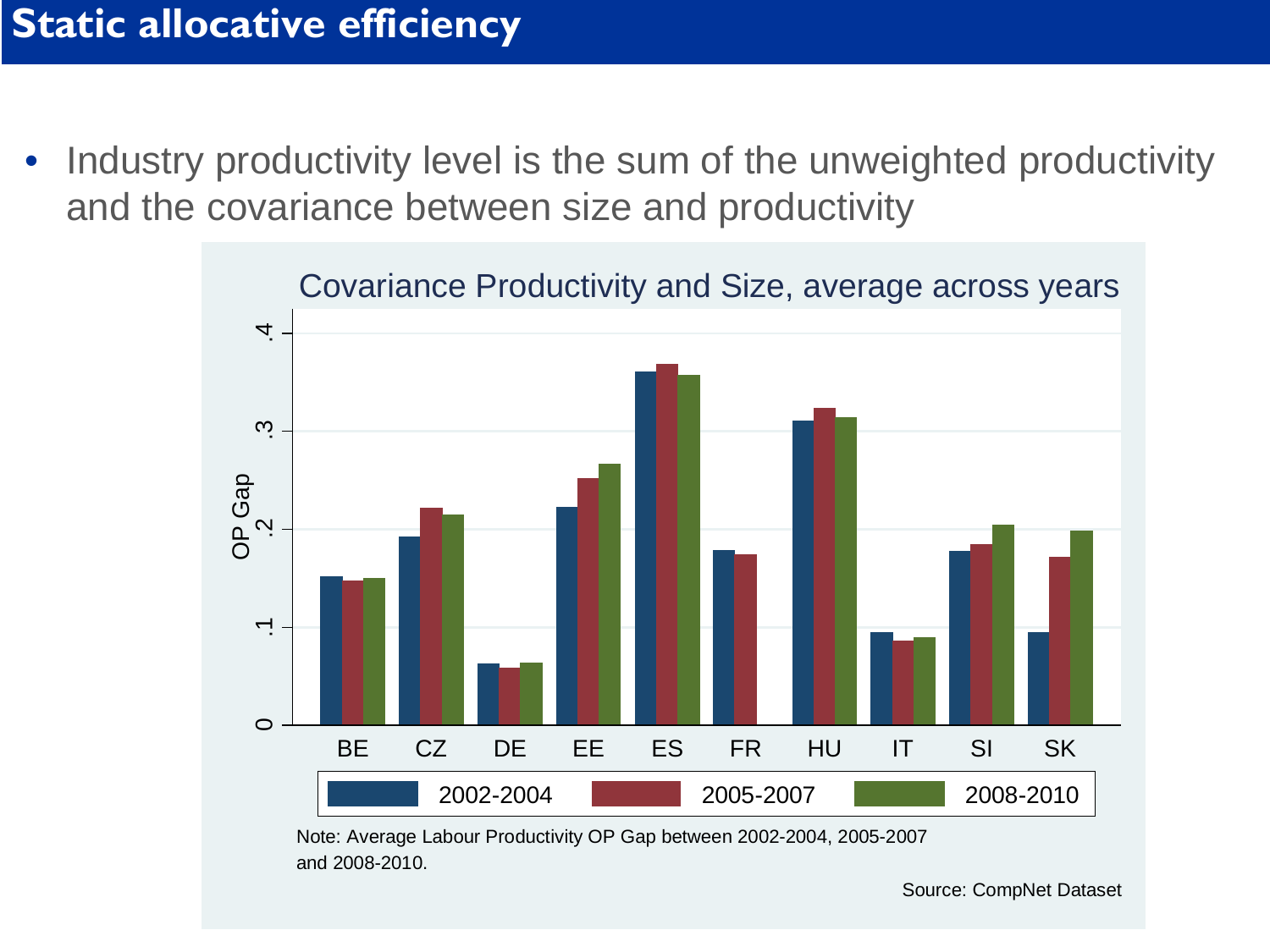# Static allocative efficiency

- Industry productivity level is the sum of the unweighted productivity and the covariance between size and productivity

Covariance Productivity and Size, average across years

Note: Average Labour Productivity OP Gap between 2002-2004, 2005-2007 and 2008-2010.

Source: CompNet Dataset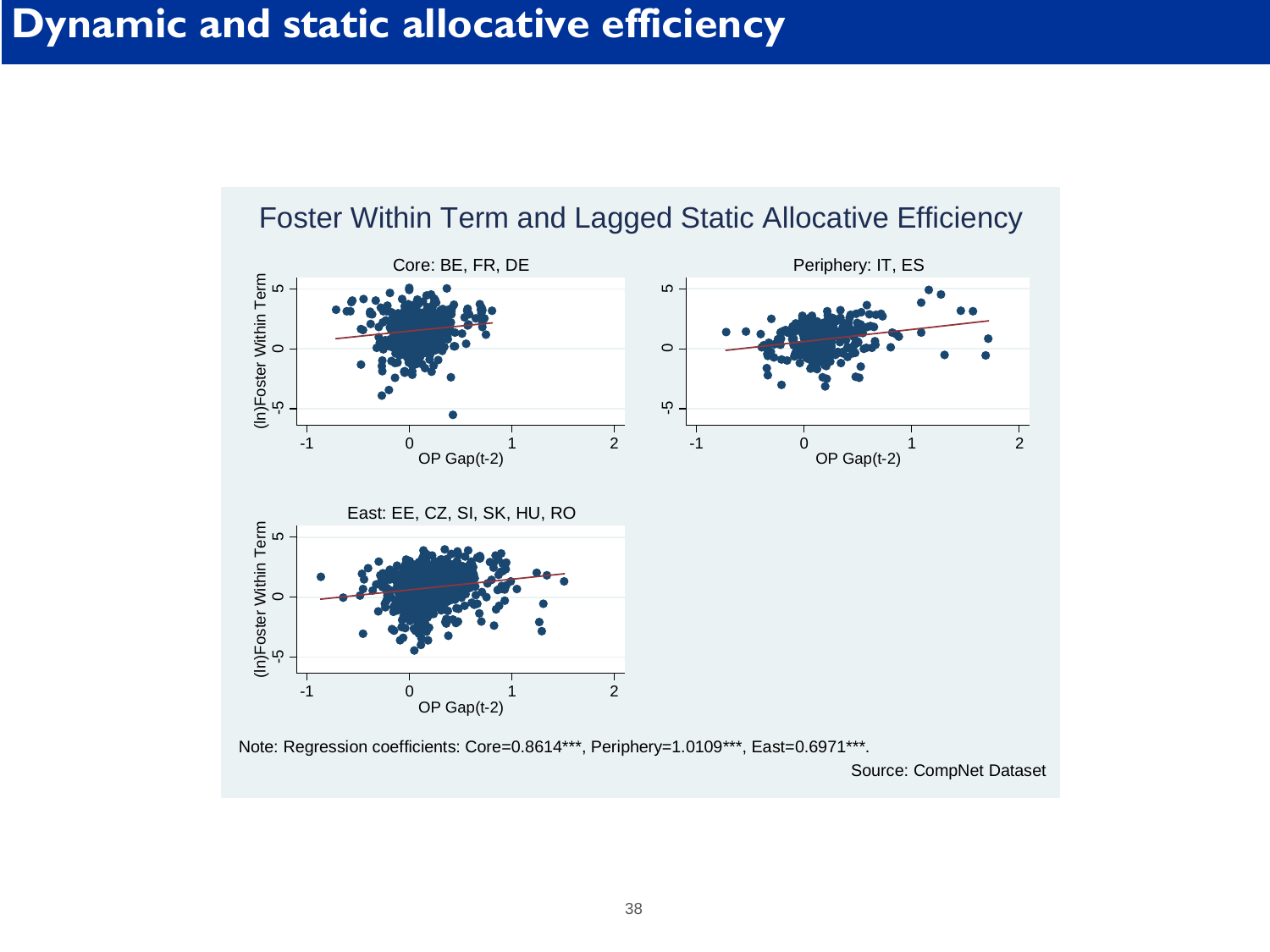# Dynamic and static allocative efficiency

## Foster Within Term and Lagged Static Allocative Efficiency

Note: Regression coefficients: Core=0.8614***, Periphery=1.0109***, East=0.6971***.

Source: CompNet Dataset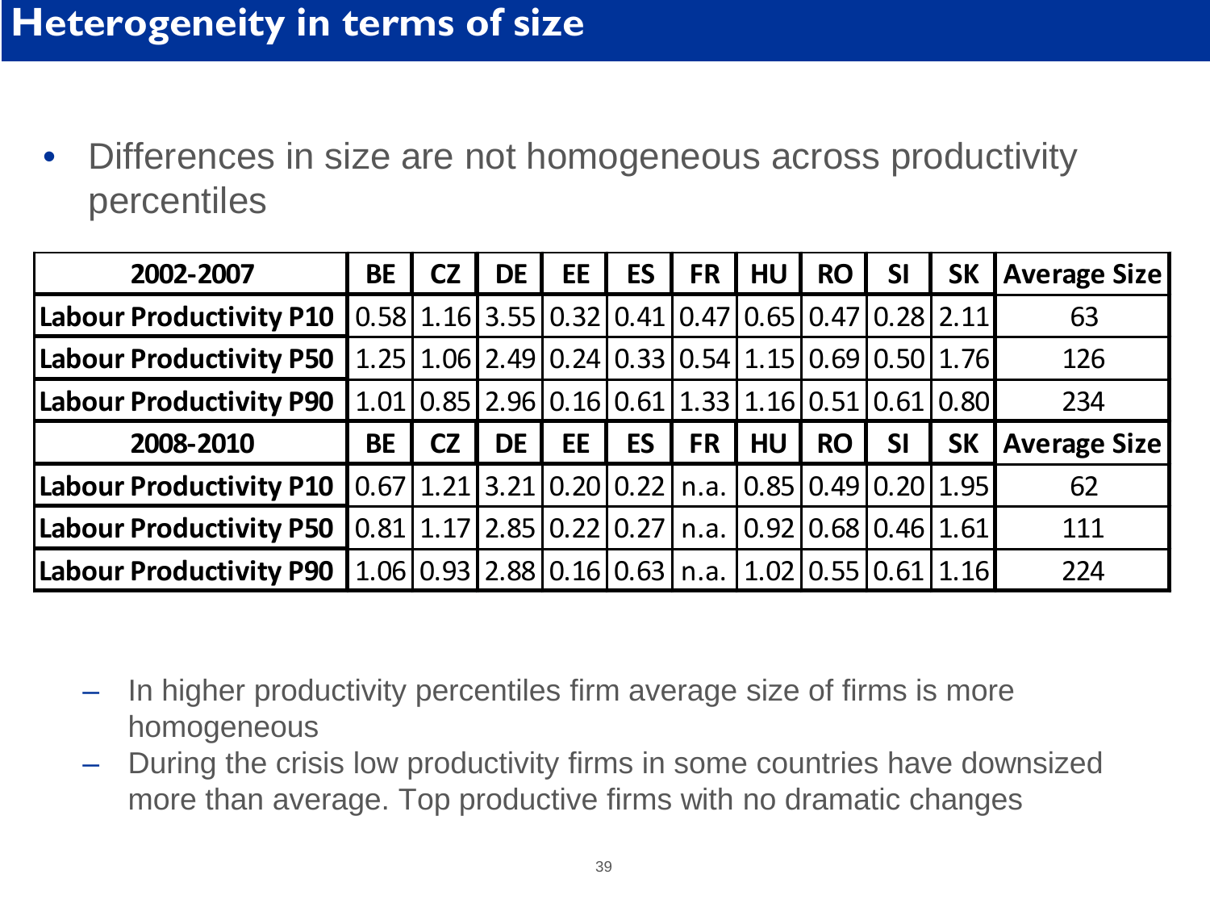# Heterogeneity in terms of size

- Differences in size are not homogeneous across productivity percentiles

| 2002-2007 | BE | CZ | DE | EE | ES | FR | HU | RO | SI | SK | Average Size |
|---|---|---|---|---|---|---|---|---|---|---|---|
| **Labour Productivity P10** | 0.58 | 1.16 | 3.55 | 0.32 | 0.41 | 0.47 | 0.65 | 0.47 | 0.28 | 2.11 | 63 |
| **Labour Productivity P50** | 1.25 | 1.06 | 2.49 | 0.24 | 0.33 | 0.54 | 1.15 | 0.69 | 0.50 | 1.76 | 126 |
| **Labour Productivity P90** | 1.01 | 0.85 | 2.96 | 0.16 | 0.61 | 1.33 | 1.16 | 0.51 | 0.61 | 0.80 | 234 |
| **2008-2010** | **BE** | **CZ** | **DE** | **EE** | **ES** | **FR** | **HU** | **RO** | **SI** | **SK** | **Average Size** |
| **Labour Productivity P10** | 0.67 | 1.21 | 3.21 | 0.20 | 0.22 | n.a. | 0.85 | 0.49 | 0.20 | 1.95 | 62 |
| **Labour Productivity P50** | 0.81 | 1.17 | 2.85 | 0.22 | 0.27 | n.a. | 0.92 | 0.68 | 0.46 | 1.61 | 111 |
| **Labour Productivity P90** | 1.06 | 0.93 | 2.88 | 0.16 | 0.63 | n.a. | 1.02 | 0.55 | 0.61 | 1.16 | 224 |

  - In higher productivity percentiles firm average size of firms is more homogeneous
  - During the crisis low productivity firms in some countries have downsized more than average. Top productive firms with no dramatic changes